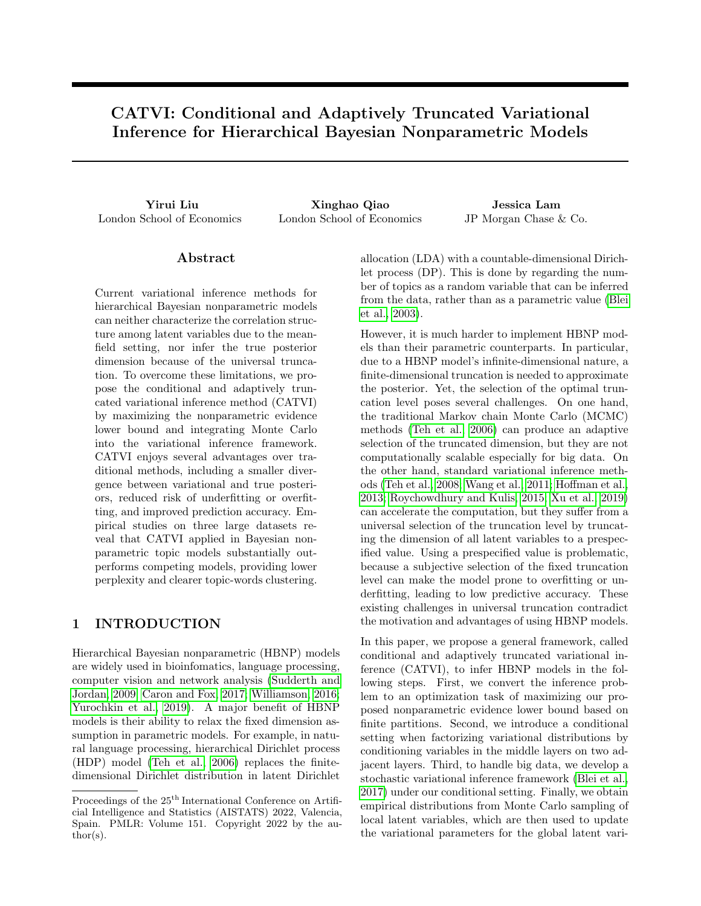# CATVI: Conditional and Adaptively Truncated Variational Inference for Hierarchical Bayesian Nonparametric Models

**Yirui Liu**
London School of Economics

**Xinghao Qiao**
London School of Economics

**Jessica Lam**
JP Morgan Chase & Co.

## Abstract

Current variational inference methods for hierarchical Bayesian nonparametric models can neither characterize the correlation structure among latent variables due to the mean-field setting, nor infer the true posterior dimension because of the universal truncation. To overcome these limitations, we propose the conditional and adaptively truncated variational inference method (CATVI) by maximizing the nonparametric evidence lower bound and integrating Monte Carlo into the variational inference framework. CATVI enjoys several advantages over traditional methods, including a smaller divergence between variational and true posteriors, reduced risk of underfitting or overfitting, and improved prediction accuracy. Empirical studies on three large datasets reveal that CATVI applied in Bayesian nonparametric topic models substantially outperforms competing models, providing lower perplexity and clearer topic-words clustering.

## 1 INTRODUCTION

Hierarchical Bayesian nonparametric (HBNP) models are widely used in bioinfomatics, language processing, computer vision and network analysis (Sudderth and Jordan, 2009; Caron and Fox, 2017; Williamson, 2016; Yurochkin et al., 2019). A major benefit of HBNP models is their ability to relax the fixed dimension assumption in parametric models. For example, in natural language processing, hierarchical Dirichlet process (HDP) model (Teh et al., 2006) replaces the finite-dimensional Dirichlet distribution in latent Dirichlet allocation (LDA) with a countable-dimensional Dirichlet process (DP). This is done by regarding the number of topics as a random variable that can be inferred from the data, rather than as a parametric value (Blei et al., 2003).

However, it is much harder to implement HBNP models than their parametric counterparts. In particular, due to a HBNP model's infinite-dimensional nature, a finite-dimensional truncation is needed to approximate the posterior. Yet, the selection of the optimal truncation level poses several challenges. On one hand, the traditional Markov chain Monte Carlo (MCMC) methods (Teh et al., 2006) can produce an adaptive selection of the truncated dimension, but they are not computationally scalable especially for big data. On the other hand, standard variational inference methods (Teh et al., 2008; Wang et al., 2011; Hoffman et al., 2013; Roychowdhury and Kulis, 2015; Xu et al., 2019) can accelerate the computation, but they suffer from a universal selection of the truncation level by truncating the dimension of all latent variables to a prespecified value. Using a prespecified value is problematic, because a subjective selection of the fixed truncation level can make the model prone to overfitting or underfitting, leading to low predictive accuracy. These existing challenges in universal truncation contradict the motivation and advantages of using HBNP models.

In this paper, we propose a general framework, called conditional and adaptively truncated variational inference (CATVI), to infer HBNP models in the following steps. First, we convert the inference problem to an optimization task of maximizing our proposed nonparametric evidence lower bound based on finite partitions. Second, we introduce a conditional setting when factorizing variational distributions by conditioning variables in the middle layers on two adjacent layers. Third, to handle big data, we develop a stochastic variational inference framework (Blei et al., 2017) under our conditional setting. Finally, we obtain empirical distributions from Monte Carlo sampling of local latent variables, which are then used to update the variational parameters for the global latent vari-

Proceedings of the 25[th] International Conference on Artificial Intelligence and Statistics (AISTATS) 2022, Valencia, Spain. PMLR: Volume 151. Copyright 2022 by the author(s).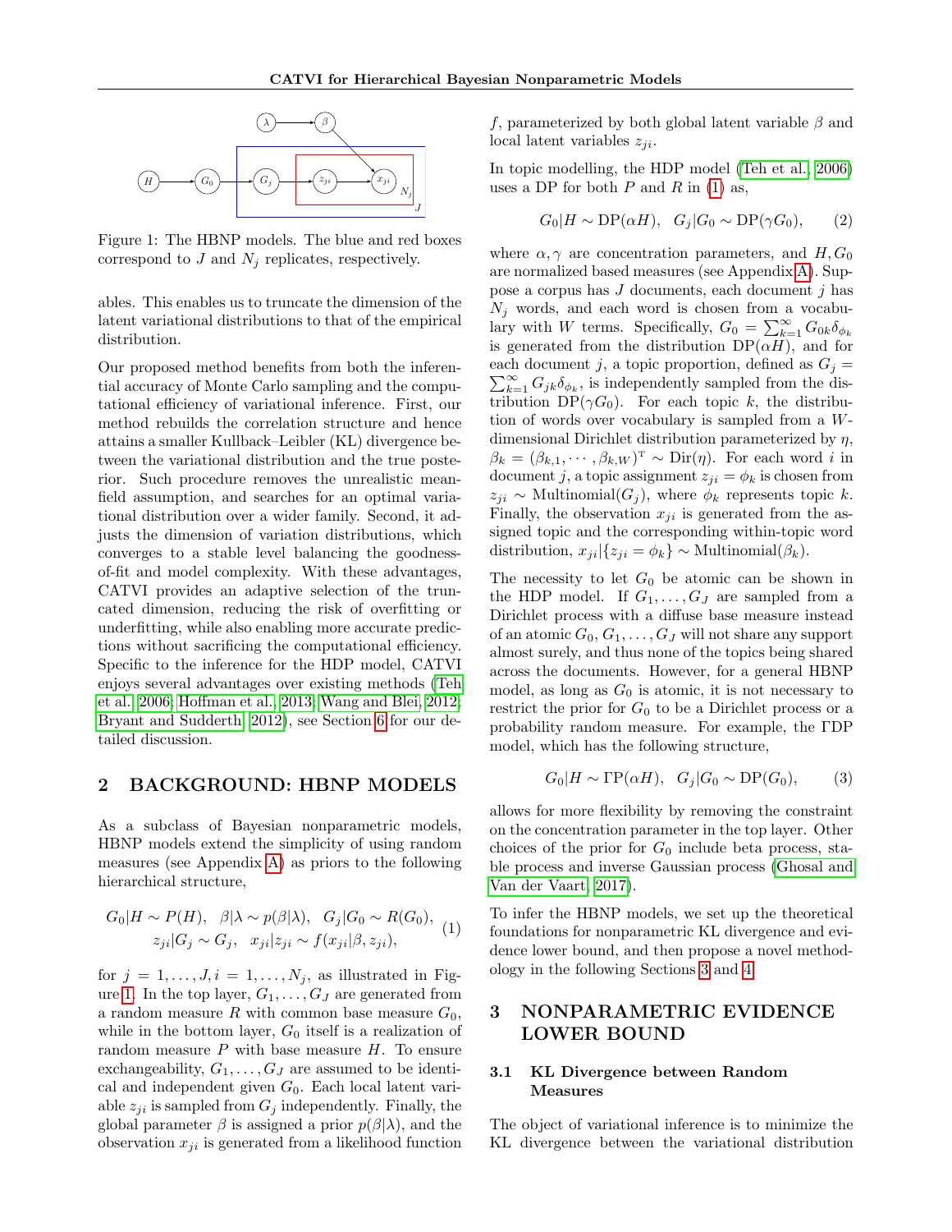Figure 1: The HBNP models. The blue and red boxes correspond to $J$ and $N_j$ replicates, respectively.

ables. This enables us to truncate the dimension of the latent variational distributions to that of the empirical distribution.

Our proposed method benefits from both the inferential accuracy of Monte Carlo sampling and the computational efficiency of variational inference. First, our method rebuilds the correlation structure and hence attains a smaller Kullback–Leibler (KL) divergence between the variational distribution and the true posterior. Such procedure removes the unrealistic mean-field assumption, and searches for an optimal variational distribution over a wider family. Second, it adjusts the dimension of variation distributions, which converges to a stable level balancing the goodness-of-fit and model complexity. With these advantages, CATVI provides an adaptive selection of the truncated dimension, reducing the risk of overfitting or underfitting, while also enabling more accurate predictions without sacrificing the computational efficiency. Specific to the inference for the HDP model, CATVI enjoys several advantages over existing methods (Teh et al., 2006; Hoffman et al., 2013; Wang and Blei, 2012; Bryant and Sudderth, 2012), see Section 6 for our detailed discussion.

## 2 BACKGROUND: HBNP MODELS

As a subclass of Bayesian nonparametric models, HBNP models extend the simplicity of using random measures (see Appendix A) as priors to the following hierarchical structure,

$$
\begin{gathered}
G_0|H \sim P(H), \quad \beta|\lambda \sim p(\beta|\lambda), \quad G_j|G_0 \sim R(G_0), \\
z_{ji}|G_j \sim G_j, \quad x_{ji}|z_{ji} \sim f(x_{ji}|\beta, z_{ji}),
\end{gathered}
\tag{1}
$$

for $j = 1, \ldots, J, i = 1, \ldots, N_j$, as illustrated in Figure 1. In the top layer, $G_1, \ldots, G_J$ are generated from a random measure $R$ with common base measure $G_0$, while in the bottom layer, $G_0$ itself is a realization of random measure $P$ with base measure $H$. To ensure exchangeability, $G_1, \ldots, G_J$ are assumed to be identical and independent given $G_0$. Each local latent variable $z_{ji}$ is sampled from $G_j$ independently. Finally, the global parameter $\beta$ is assigned a prior $p(\beta|\lambda)$, and the observation $x_{ji}$ is generated from a likelihood function $f$, parameterized by both global latent variable $\beta$ and local latent variables $z_{ji}$.

In topic modelling, the HDP model (Teh et al., 2006) uses a DP for both $P$ and $R$ in (1) as,

$$
G_0|H \sim \mathrm{DP}(\alpha H), \quad G_j|G_0 \sim \mathrm{DP}(\gamma G_0), \tag{2}
$$

where $\alpha, \gamma$ are concentration parameters, and $H, G_0$ are normalized based measures (see Appendix A). Suppose a corpus has $J$ documents, each document $j$ has $N_j$ words, and each word is chosen from a vocabulary with $W$ terms. Specifically, $G_0 = \sum_{k=1}^{\infty} G_{0k}\delta_{\phi_k}$ is generated from the distribution $\mathrm{DP}(\alpha H)$, and for each document $j$, a topic proportion, defined as $G_j = \sum_{k=1}^{\infty} G_{jk}\delta_{\phi_k}$, is independently sampled from the distribution $\mathrm{DP}(\gamma G_0)$. For each topic $k$, the distribution of words over vocabulary is sampled from a $W$-dimensional Dirichlet distribution parameterized by $\eta$, $\beta_k = (\beta_{k,1}, \cdots, \beta_{k,W})^{\mathrm{T}} \sim \mathrm{Dir}(\eta)$. For each word $i$ in document $j$, a topic assignment $z_{ji} = \phi_k$ is chosen from $z_{ji} \sim \mathrm{Multinomial}(G_j)$, where $\phi_k$ represents topic $k$. Finally, the observation $x_{ji}$ is generated from the assigned topic and the corresponding within-topic word distribution, $x_{ji}|\{z_{ji} = \phi_k\} \sim \mathrm{Multinomial}(\beta_k)$.

The necessity to let $G_0$ be atomic can be shown in the HDP model. If $G_1, \ldots, G_J$ are sampled from a Dirichlet process with a diffuse base measure instead of an atomic $G_0$, $G_1, \ldots, G_J$ will not share any support almost surely, and thus none of the topics being shared across the documents. However, for a general HBNP model, as long as $G_0$ is atomic, it is not necessary to restrict the prior for $G_0$ to be a Dirichlet process or a probability random measure. For example, the ΓDP model, which has the following structure,

$$
G_0|H \sim \Gamma\mathrm{P}(\alpha H), \quad G_j|G_0 \sim \mathrm{DP}(G_0), \tag{3}
$$

allows for more flexibility by removing the constraint on the concentration parameter in the top layer. Other choices of the prior for $G_0$ include beta process, stable process and inverse Gaussian process (Ghosal and Van der Vaart, 2017).

To infer the HBNP models, we set up the theoretical foundations for nonparametric KL divergence and evidence lower bound, and then propose a novel methodology in the following Sections 3 and 4.

## 3 NONPARAMETRIC EVIDENCE LOWER BOUND

### 3.1 KL Divergence between Random Measures

The object of variational inference is to minimize the KL divergence between the variational distribution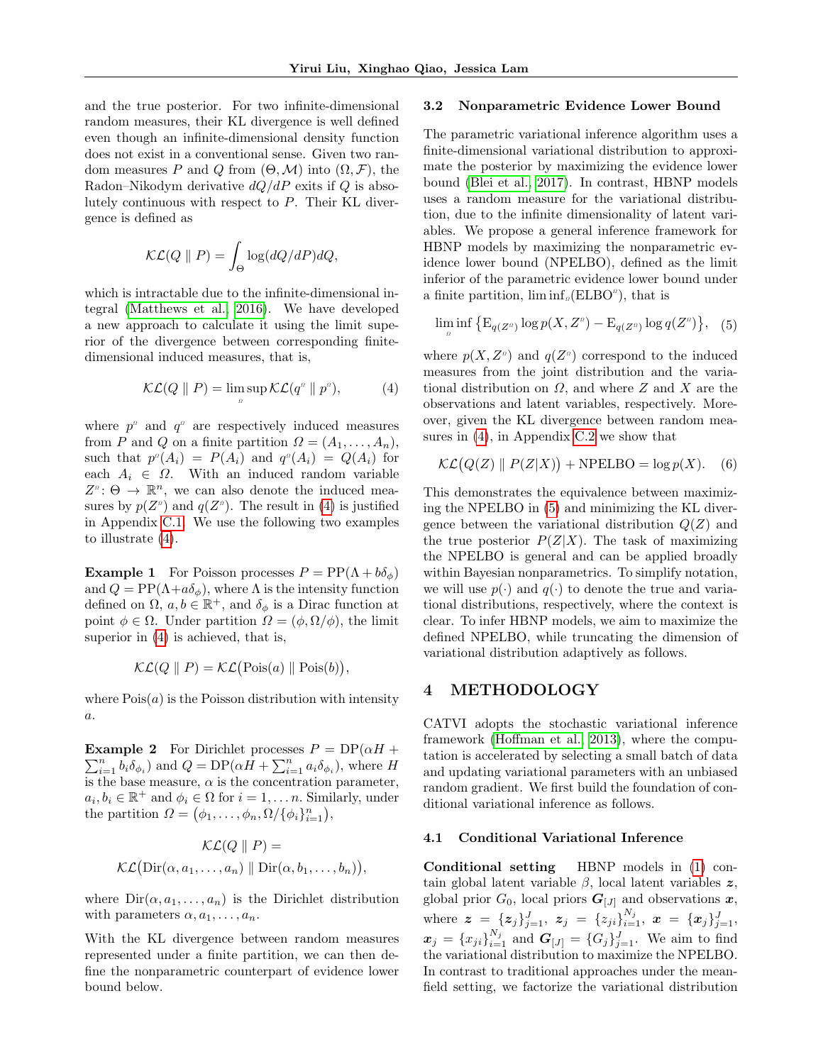and the true posterior. For two infinite-dimensional random measures, their KL divergence is well defined even though an infinite-dimensional density function does not exist in a conventional sense. Given two random measures $P$ and $Q$ from $(\Theta, \mathcal{M})$ into $(\Omega, \mathcal{F})$, the Radon–Nikodym derivative $dQ/dP$ exits if $Q$ is absolutely continuous with respect to $P$. Their KL divergence is defined as

$$\mathcal{KL}(Q \parallel P) = \int_{\Theta} \log(dQ/dP) dQ,$$

which is intractable due to the infinite-dimensional integral (Matthews et al., 2016). We have developed a new approach to calculate it using the limit superior of the divergence between corresponding finite-dimensional induced measures, that is,

$$\mathcal{KL}(Q \parallel P) = \limsup_{\Omega} \mathcal{KL}(q^{\Omega} \parallel p^{\Omega}), \tag{4}$$

where $p^{\Omega}$ and $q^{\Omega}$ are respectively induced measures from $P$ and $Q$ on a finite partition $\Omega = (A_1, \ldots, A_n)$, such that $p^{\Omega}(A_i) = P(A_i)$ and $q^{\Omega}(A_i) = Q(A_i)$ for each $A_i \in \Omega$. With an induced random variable $Z^{\Omega}\colon \Theta \to \mathbb{R}^n$, we can also denote the induced measures by $p(Z^{\Omega})$ and $q(Z^{\Omega})$. The result in (4) is justified in Appendix C.1. We use the following two examples to illustrate (4).

**Example 1** For Poisson processes $P = \mathrm{PP}(\Lambda + b\delta_{\phi})$ and $Q = \mathrm{PP}(\Lambda + a\delta_{\phi})$, where $\Lambda$ is the intensity function defined on $\Omega$, $a, b \in \mathbb{R}^{+}$, and $\delta_{\phi}$ is a Dirac function at point $\phi \in \Omega$. Under partition $\Omega = (\phi, \Omega/\phi)$, the limit superior in (4) is achieved, that is,

$$\mathcal{KL}(Q \parallel P) = \mathcal{KL}\big(\mathrm{Pois}(a) \parallel \mathrm{Pois}(b)\big),$$

where $\mathrm{Pois}(a)$ is the Poisson distribution with intensity $a$.

**Example 2** For Dirichlet processes $P = \mathrm{DP}(\alpha H + \sum_{i=1}^{n} b_i \delta_{\phi_i})$ and $Q = \mathrm{DP}(\alpha H + \sum_{i=1}^{n} a_i \delta_{\phi_i})$, where $H$ is the base measure, $\alpha$ is the concentration parameter, $a_i, b_i \in \mathbb{R}^{+}$ and $\phi_i \in \Omega$ for $i = 1, \ldots n$. Similarly, under the partition $\Omega = \big(\phi_1, \ldots, \phi_n, \Omega/\{\phi_i\}_{i=1}^{n}\big)$,

$$\mathcal{KL}(Q \parallel P) =$$
$$\mathcal{KL}\big(\mathrm{Dir}(\alpha, a_1, \ldots, a_n) \parallel \mathrm{Dir}(\alpha, b_1, \ldots, b_n)\big),$$

where $\mathrm{Dir}(\alpha, a_1, \ldots, a_n)$ is the Dirichlet distribution with parameters $\alpha, a_1, \ldots, a_n$.

With the KL divergence between random measures represented under a finite partition, we can then define the nonparametric counterpart of evidence lower bound below.

### 3.2 Nonparametric Evidence Lower Bound

The parametric variational inference algorithm uses a finite-dimensional variational distribution to approximate the posterior by maximizing the evidence lower bound (Blei et al., 2017). In contrast, HBNP models uses a random measure for the variational distribution, due to the infinite dimensionality of latent variables. We propose a general inference framework for HBNP models by maximizing the nonparametric evidence lower bound (NPELBO), defined as the limit inferior of the parametric evidence lower bound under a finite partition, $\liminf_{\Omega}(\mathrm{ELBO}^{\Omega})$, that is

$$\liminf_{\Omega} \big\{\mathrm{E}_{q(Z^{\Omega})} \log p(X, Z^{\Omega}) - \mathrm{E}_{q(Z^{\Omega})} \log q(Z^{\Omega})\big\}, \tag{5}$$

where $p(X, Z^{\Omega})$ and $q(Z^{\Omega})$ correspond to the induced measures from the joint distribution and the variational distribution on $\Omega$, and where $Z$ and $X$ are the observations and latent variables, respectively. Moreover, given the KL divergence between random measures in (4), in Appendix C.2 we show that

$$\mathcal{KL}\big(Q(Z) \parallel P(Z|X)\big) + \mathrm{NPELBO} = \log p(X). \tag{6}$$

This demonstrates the equivalence between maximizing the NPELBO in (5) and minimizing the KL divergence between the variational distribution $Q(Z)$ and the true posterior $P(Z|X)$. The task of maximizing the NPELBO is general and can be applied broadly within Bayesian nonparametrics. To simplify notation, we will use $p(\cdot)$ and $q(\cdot)$ to denote the true and variational distributions, respectively, where the context is clear. To infer HBNP models, we aim to maximize the defined NPELBO, while truncating the dimension of variational distribution adaptively as follows.

## 4 METHODOLOGY

CATVI adopts the stochastic variational inference framework (Hoffman et al., 2013), where the computation is accelerated by selecting a small batch of data and updating variational parameters with an unbiased random gradient. We first build the foundation of conditional variational inference as follows.

### 4.1 Conditional Variational Inference

**Conditional setting** HBNP models in (1) contain global latent variable $\beta$, local latent variables $\boldsymbol{z}$, global prior $G_0$, local priors $\boldsymbol{G}_{[J]}$ and observations $\boldsymbol{x}$, where $\boldsymbol{z} = \{\boldsymbol{z}_j\}_{j=1}^{J}$, $\boldsymbol{z}_j = \{z_{ji}\}_{i=1}^{N_j}$, $\boldsymbol{x} = \{\boldsymbol{x}_j\}_{j=1}^{J}$, $\boldsymbol{x}_j = \{x_{ji}\}_{i=1}^{N_j}$ and $\boldsymbol{G}_{[J]} = \{G_j\}_{j=1}^{J}$. We aim to find the variational distribution to maximize the NPELBO. In contrast to traditional approaches under the mean-field setting, we factorize the variational distribution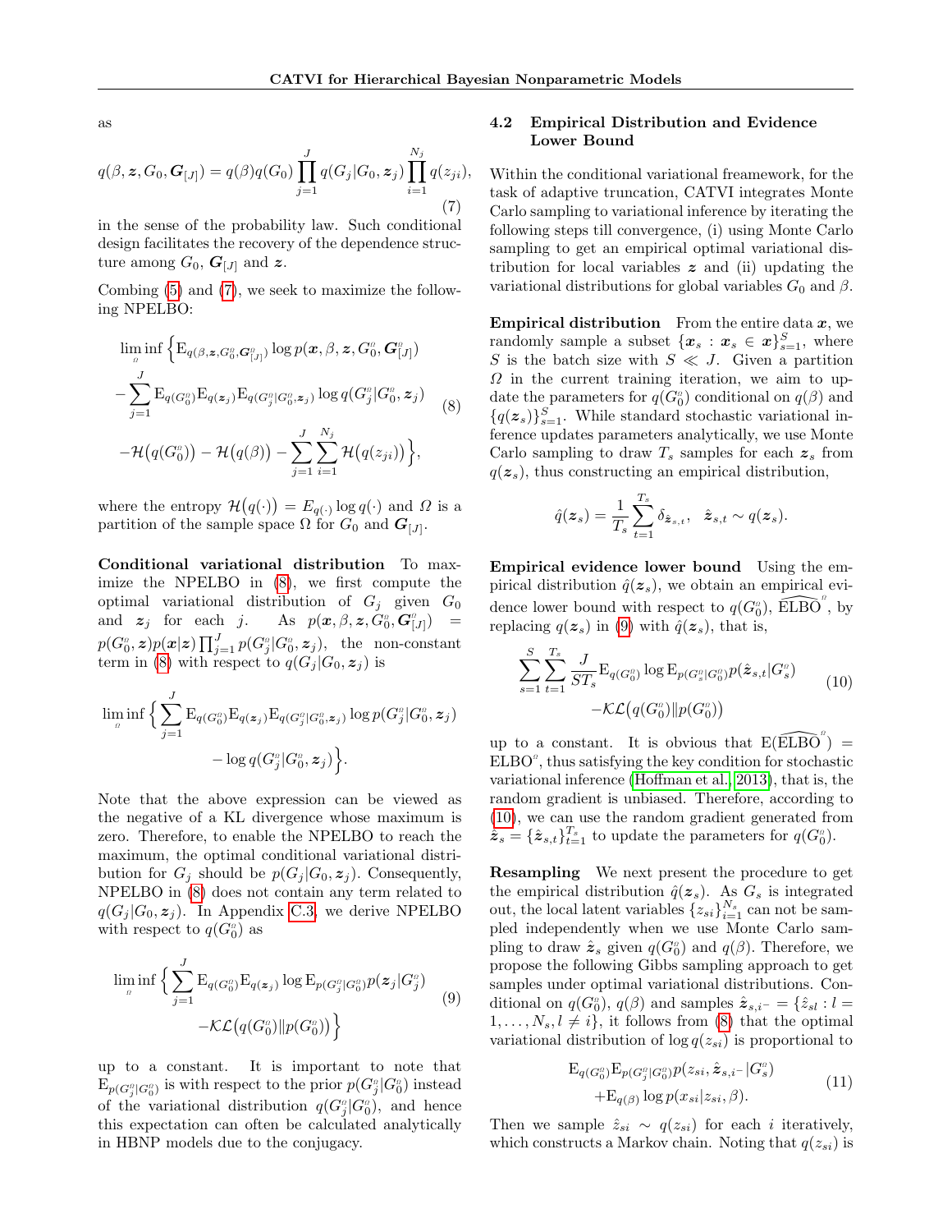as

$$q(\beta, \boldsymbol{z}, G_0, \boldsymbol{G}_{[J]}) = q(\beta) q(G_0) \prod_{j=1}^{J} q(G_j | G_0, \boldsymbol{z}_j) \prod_{i=1}^{N_j} q(z_{ji}), \tag{7}$$

in the sense of the probability law. Such conditional design facilitates the recovery of the dependence structure among $G_0$, $\boldsymbol{G}_{[J]}$ and $\boldsymbol{z}$.

Combing (5) and (7), we seek to maximize the following NPELBO:

$$\begin{aligned} \liminf_{\Omega} \Big\{ & \mathrm{E}_{q(\beta, \boldsymbol{z}, G_0^{\Omega}, \boldsymbol{G}_{[J]}^{\Omega})} \log p(\boldsymbol{x}, \beta, \boldsymbol{z}, G_0^{\Omega}, \boldsymbol{G}_{[J]}^{\Omega}) \\ & - \sum_{j=1}^{J} \mathrm{E}_{q(G_0^{\Omega})} \mathrm{E}_{q(\boldsymbol{z}_j)} \mathrm{E}_{q(G_j^{\Omega} | G_0^{\Omega}, \boldsymbol{z}_j)} \log q(G_j^{\Omega} | G_0^{\Omega}, \boldsymbol{z}_j) \\ & - \mathcal{H}\big(q(G_0^{\Omega})\big) - \mathcal{H}\big(q(\beta)\big) - \sum_{j=1}^{J} \sum_{i=1}^{N_j} \mathcal{H}\big(q(z_{ji})\big) \Big\}, \end{aligned} \tag{8}$$

where the entropy $\mathcal{H}\big(q(\cdot)\big) = E_{q(\cdot)} \log q(\cdot)$ and $\Omega$ is a partition of the sample space $\Omega$ for $G_0$ and $\boldsymbol{G}_{[J]}$.

**Conditional variational distribution** To maximize the NPELBO in (8), we first compute the optimal variational distribution of $G_j$ given $G_0$ and $\boldsymbol{z}_j$ for each $j$. As $p(\boldsymbol{x}, \beta, \boldsymbol{z}, G_0^{\Omega}, \boldsymbol{G}_{[J]}^{\Omega}) = p(G_0^{\Omega}, \boldsymbol{z}) p(\boldsymbol{x}|\boldsymbol{z}) \prod_{j=1}^{J} p(G_j^{\Omega} | G_0^{\Omega}, \boldsymbol{z}_j)$, the non-constant term in (8) with respect to $q(G_j | G_0, \boldsymbol{z}_j)$ is

$$\begin{aligned} \liminf_{\Omega} \Big\{ \sum_{j=1}^{J} \mathrm{E}_{q(G_0^{\Omega})} \mathrm{E}_{q(\boldsymbol{z}_j)} \mathrm{E}_{q(G_j^{\Omega} | G_0^{\Omega}, \boldsymbol{z}_j)} \log p(G_j^{\Omega} | G_0^{\Omega}, \boldsymbol{z}_j) \\ - \log q(G_j^{\Omega} | G_0^{\Omega}, \boldsymbol{z}_j) \Big\}. \end{aligned}$$

Note that the above expression can be viewed as the negative of a KL divergence whose maximum is zero. Therefore, to enable the NPELBO to reach the maximum, the optimal conditional variational distribution for $G_j$ should be $p(G_j | G_0, \boldsymbol{z}_j)$. Consequently, NPELBO in (8) does not contain any term related to $q(G_j | G_0, \boldsymbol{z}_j)$. In Appendix C.3, we derive NPELBO with respect to $q(G_0^{\Omega})$ as

$$\begin{aligned} \liminf_{\Omega} \Big\{ \sum_{j=1}^{J} \mathrm{E}_{q(G_0^{\Omega})} \mathrm{E}_{q(\boldsymbol{z}_j)} \log \mathrm{E}_{p(G_j^{\Omega} | G_0^{\Omega})} p(\boldsymbol{z}_j | G_j^{\Omega}) \\ - \mathcal{KL}\big(q(G_0^{\Omega}) \| p(G_0^{\Omega})\big) \Big\} \end{aligned} \tag{9}$$

up to a constant. It is important to note that $\mathrm{E}_{p(G_j^{\Omega} | G_0^{\Omega})}$ is with respect to the prior $p(G_j^{\Omega} | G_0^{\Omega})$ instead of the variational distribution $q(G_j^{\Omega} | G_0^{\Omega})$, and hence this expectation can often be calculated analytically in HBNP models due to the conjugacy.

### 4.2 Empirical Distribution and Evidence Lower Bound

Within the conditional variational freamework, for the task of adaptive truncation, CATVI integrates Monte Carlo sampling to variational inference by iterating the following steps till convergence, (i) using Monte Carlo sampling to get an empirical optimal variational distribution for local variables $\boldsymbol{z}$ and (ii) updating the variational distributions for global variables $G_0$ and $\beta$.

**Empirical distribution** From the entire data $\boldsymbol{x}$, we randomly sample a subset $\{\boldsymbol{x}_s : \boldsymbol{x}_s \in \boldsymbol{x}\}_{s=1}^{S}$, where $S$ is the batch size with $S \ll J$. Given a partition $\Omega$ in the current training iteration, we aim to update the parameters for $q(G_0^{\Omega})$ conditional on $q(\beta)$ and $\{q(\boldsymbol{z}_s)\}_{s=1}^{S}$. While standard stochastic variational inference updates parameters analytically, we use Monte Carlo sampling to draw $T_s$ samples for each $\boldsymbol{z}_s$ from $q(\boldsymbol{z}_s)$, thus constructing an empirical distribution,

$$\hat{q}(\boldsymbol{z}_s) = \frac{1}{T_s} \sum_{t=1}^{T_s} \delta_{\hat{\boldsymbol{z}}_{s,t}}, \quad \hat{\boldsymbol{z}}_{s,t} \sim q(\boldsymbol{z}_s).$$

**Empirical evidence lower bound** Using the empirical distribution $\hat{q}(\boldsymbol{z}_s)$, we obtain an empirical evidence lower bound with respect to $q(G_0^{\Omega})$, $\widehat{\mathrm{ELBO}}^{\Omega}$, by replacing $q(\boldsymbol{z}_s)$ in (9) with $\hat{q}(\boldsymbol{z}_s)$, that is,

$$\begin{aligned} \sum_{s=1}^{S} \sum_{t=1}^{T_s} \frac{J}{S T_s} \mathrm{E}_{q(G_0^{\Omega})} \log \mathrm{E}_{p(G_s^{\Omega} | G_0^{\Omega})} p(\hat{\boldsymbol{z}}_{s,t} | G_s^{\Omega}) \\ - \mathcal{KL}\big(q(G_0^{\Omega}) \| p(G_0^{\Omega})\big) \end{aligned} \tag{10}$$

up to a constant. It is obvious that $\mathrm{E}(\widehat{\mathrm{ELBO}}^{\Omega}) = \mathrm{ELBO}^{\Omega}$, thus satisfying the key condition for stochastic variational inference (Hoffman et al., 2013), that is, the random gradient is unbiased. Therefore, according to (10), we can use the random gradient generated from $\hat{\boldsymbol{z}}_s = \{\hat{\boldsymbol{z}}_{s,t}\}_{t=1}^{T_s}$ to update the parameters for $q(G_0^{\Omega})$.

**Resampling** We next present the procedure to get the empirical distribution $\hat{q}(\boldsymbol{z}_s)$. As $G_s$ is integrated out, the local latent variables $\{z_{si}\}_{i=1}^{N_s}$ can not be sampled independently when we use Monte Carlo sampling to draw $\hat{\boldsymbol{z}}_s$ given $q(G_0^{\Omega})$ and $q(\beta)$. Therefore, we propose the following Gibbs sampling approach to get samples under optimal variational distributions. Conditional on $q(G_0^{\Omega})$, $q(\beta)$ and samples $\hat{\boldsymbol{z}}_{s,i^-} = \{\hat{z}_{sl} : l = 1, \ldots, N_s, l \neq i\}$, it follows from (8) that the optimal variational distribution of $\log q(z_{si})$ is proportional to

$$\begin{aligned} \mathrm{E}_{q(G_0^{\Omega})} \mathrm{E}_{p(G_s^{\Omega} | G_0^{\Omega})} p(z_{si}, \hat{\boldsymbol{z}}_{s,i^-} | G_s^{\Omega}) \\ + \mathrm{E}_{q(\beta)} \log p(x_{si} | z_{si}, \beta). \end{aligned} \tag{11}$$

Then we sample $\hat{z}_{si} \sim q(z_{si})$ for each $i$ iteratively, which constructs a Markov chain. Noting that $q(z_{si})$ is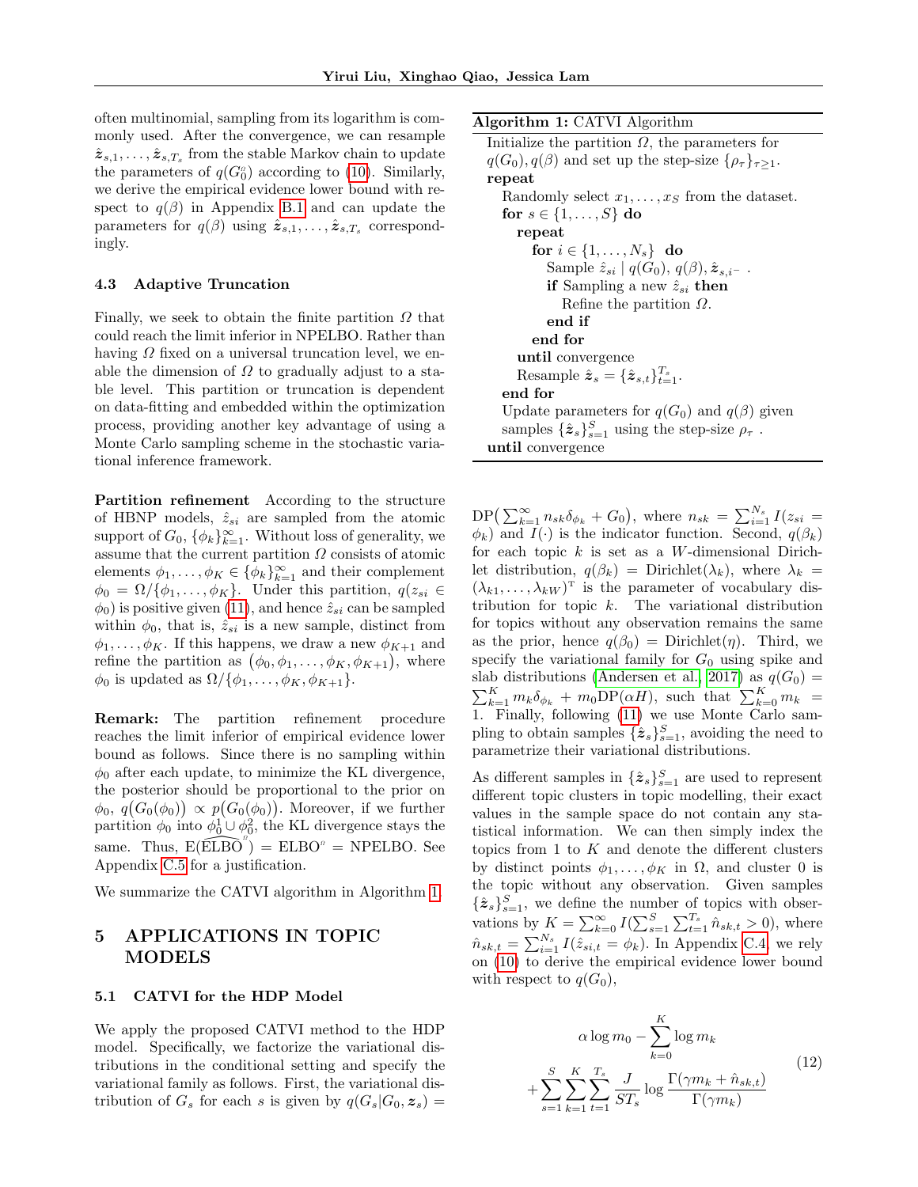often multinomial, sampling from its logarithm is commonly used. After the convergence, we can resample $\hat{\boldsymbol{z}}_{s,1}, \ldots, \hat{\boldsymbol{z}}_{s,T_s}$ from the stable Markov chain to update the parameters of $q(G_0^{\Omega})$ according to (10). Similarly, we derive the empirical evidence lower bound with respect to $q(\beta)$ in Appendix B.1 and can update the parameters for $q(\beta)$ using $\hat{\boldsymbol{z}}_{s,1}, \ldots, \hat{\boldsymbol{z}}_{s,T_s}$ correspondingly.

### 4.3 Adaptive Truncation

Finally, we seek to obtain the finite partition $\Omega$ that could reach the limit inferior in NPELBO. Rather than having $\Omega$ fixed on a universal truncation level, we enable the dimension of $\Omega$ to gradually adjust to a stable level. This partition or truncation is dependent on data-fitting and embedded within the optimization process, providing another key advantage of using a Monte Carlo sampling scheme in the stochastic variational inference framework.

**Partition refinement** According to the structure of HBNP models, $\hat{z}_{si}$ are sampled from the atomic support of $G_0$, $\{\phi_k\}_{k=1}^{\infty}$. Without loss of generality, we assume that the current partition $\Omega$ consists of atomic elements $\phi_1, \ldots, \phi_K \in \{\phi_k\}_{k=1}^{\infty}$ and their complement $\phi_0 = \Omega / \{\phi_1, \ldots, \phi_K\}$. Under this partition, $q(z_{si} \in \phi_0)$ is positive given (11), and hence $\hat{z}_{si}$ can be sampled within $\phi_0$, that is, $\hat{z}_{si}$ is a new sample, distinct from $\phi_1, \ldots, \phi_K$. If this happens, we draw a new $\phi_{K+1}$ and refine the partition as $(\phi_0, \phi_1, \ldots, \phi_K, \phi_{K+1})$, where $\phi_0$ is updated as $\Omega / \{\phi_1, \ldots, \phi_K, \phi_{K+1}\}$.

**Remark:** The partition refinement procedure reaches the limit inferior of empirical evidence lower bound as follows. Since there is no sampling within $\phi_0$ after each update, to minimize the KL divergence, the posterior should be proportional to the prior on $\phi_0$, $q\big(G_0(\phi_0)\big) \propto p\big(G_0(\phi_0)\big)$. Moreover, if we further partition $\phi_0$ into $\phi_0^1 \cup \phi_0^2$, the KL divergence stays the same. Thus, $\mathrm{E}(\widehat{\mathrm{ELBO}}^{\Omega}) = \mathrm{ELBO}^{\Omega} = \mathrm{NPELBO}$. See Appendix C.5 for a justification.

We summarize the CATVI algorithm in Algorithm 1.

**Algorithm 1:** CATVI Algorithm

```
Initialize the partition Ω, the parameters for
q(G_0), q(β) and set up the step-size {ρ_τ}_{τ≥1}.
repeat
    Randomly select x_1, ..., x_S from the dataset.
    for s ∈ {1, ..., S} do
        repeat
            for i ∈ {1, ..., N_s} do
                Sample ẑ_si | q(G_0), q(β), ẑ_{s,i^-} .
                if Sampling a new ẑ_si then
                    Refine the partition Ω.
                end if
            end for
        until convergence
        Resample ẑ_s = {ẑ_{s,t}}_{t=1}^{T_s}.
    end for
    Update parameters for q(G_0) and q(β) given
    samples {ẑ_s}_{s=1}^S using the step-size ρ_τ .
until convergence
```

## 5 APPLICATIONS IN TOPIC MODELS

### 5.1 CATVI for the HDP Model

We apply the proposed CATVI method to the HDP model. Specifically, we factorize the variational distributions in the conditional setting and specify the variational family as follows. First, the variational distribution of $G_s$ for each $s$ is given by $q(G_s|G_0, \boldsymbol{z}_s) = \mathrm{DP}\big(\sum_{k=1}^{\infty} n_{sk}\delta_{\phi_k} + G_0\big)$, where $n_{sk} = \sum_{i=1}^{N_s} I(z_{si} = \phi_k)$ and $I(\cdot)$ is the indicator function. Second, $q(\beta_k)$ for each topic $k$ is set as a $W$-dimensional Dirichlet distribution, $q(\beta_k) = \mathrm{Dirichlet}(\lambda_k)$, where $\lambda_k = (\lambda_{k1}, \ldots, \lambda_{kW})^{\mathrm{T}}$ is the parameter of vocabulary distribution for topic $k$. The variational distribution for topics without any observation remains the same as the prior, hence $q(\beta_0) = \mathrm{Dirichlet}(\eta)$. Third, we specify the variational family for $G_0$ using spike and slab distributions (Andersen et al., 2017) as $q(G_0) = \sum_{k=1}^{K} m_k \delta_{\phi_k} + m_0 \mathrm{DP}(\alpha H)$, such that $\sum_{k=0}^{K} m_k = 1$. Finally, following (11) we use Monte Carlo sampling to obtain samples $\{\hat{\boldsymbol{z}}_s\}_{s=1}^{S}$, avoiding the need to parametrize their variational distributions.

As different samples in $\{\hat{\boldsymbol{z}}_s\}_{s=1}^{S}$ are used to represent different topic clusters in topic modelling, their exact values in the sample space do not contain any statistical information. We can then simply index the topics from 1 to $K$ and denote the different clusters by distinct points $\phi_1, \ldots, \phi_K$ in $\Omega$, and cluster 0 is the topic without any observation. Given samples $\{\hat{\boldsymbol{z}}_s\}_{s=1}^{S}$, we define the number of topics with observations by $K = \sum_{k=0}^{\infty} I(\sum_{s=1}^{S} \sum_{t=1}^{T_s} \hat{n}_{sk,t} > 0)$, where $\hat{n}_{sk,t} = \sum_{i=1}^{N_s} I(\hat{z}_{si,t} = \phi_k)$. In Appendix C.4, we rely on (10) to derive the empirical evidence lower bound with respect to $q(G_0)$,

$$
\begin{aligned}
&\alpha \log m_0 - \sum_{k=0}^{K} \log m_k \\
&+ \sum_{s=1}^{S} \sum_{k=1}^{K} \sum_{t=1}^{T_s} \frac{J}{ST_s} \log \frac{\Gamma(\gamma m_k + \hat{n}_{sk,t})}{\Gamma(\gamma m_k)}
\end{aligned}
\tag{12}
$$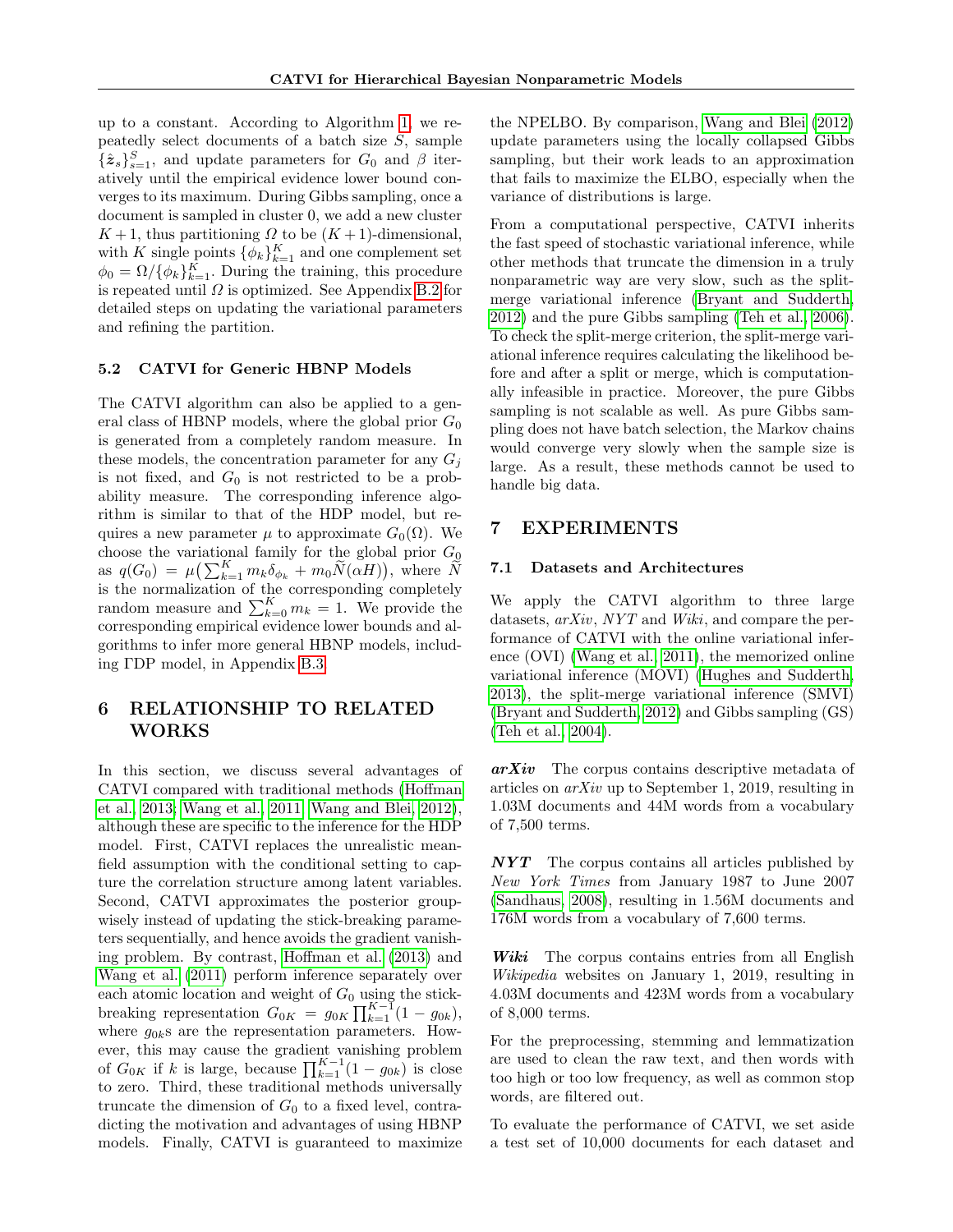up to a constant. According to Algorithm 1, we repeatedly select documents of a batch size $S$, sample $\{\hat{\boldsymbol{z}}_s\}_{s=1}^S$, and update parameters for $G_0$ and $\beta$ iteratively until the empirical evidence lower bound converges to its maximum. During Gibbs sampling, once a document is sampled in cluster 0, we add a new cluster $K+1$, thus partitioning $\Omega$ to be $(K+1)$-dimensional, with $K$ single points $\{\phi_k\}_{k=1}^K$ and one complement set $\phi_0 = \Omega / \{\phi_k\}_{k=1}^K$. During the training, this procedure is repeated until $\Omega$ is optimized. See Appendix B.2 for detailed steps on updating the variational parameters and refining the partition.

### 5.2 CATVI for Generic HBNP Models

The CATVI algorithm can also be applied to a general class of HBNP models, where the global prior $G_0$ is generated from a completely random measure. In these models, the concentration parameter for any $G_j$ is not fixed, and $G_0$ is not restricted to be a probability measure. The corresponding inference algorithm is similar to that of the HDP model, but requires a new parameter $\mu$ to approximate $G_0(\Omega)$. We choose the variational family for the global prior $G_0$ as $q(G_0) = \mu\big(\sum_{k=1}^K m_k \delta_{\phi_k} + m_0 \widetilde{N}(\alpha H)\big)$, where $\widetilde{N}$ is the normalization of the corresponding completely random measure and $\sum_{k=0}^K m_k = 1$. We provide the corresponding empirical evidence lower bounds and algorithms to infer more general HBNP models, including ΓDP model, in Appendix B.3.

## 6 RELATIONSHIP TO RELATED WORKS

In this section, we discuss several advantages of CATVI compared with traditional methods (Hoffman et al., 2013; Wang et al., 2011; Wang and Blei, 2012), although these are specific to the inference for the HDP model. First, CATVI replaces the unrealistic mean-field assumption with the conditional setting to capture the correlation structure among latent variables. Second, CATVI approximates the posterior groupwisely instead of updating the stick-breaking parameters sequentially, and hence avoids the gradient vanishing problem. By contrast, Hoffman et al. (2013) and Wang et al. (2011) perform inference separately over each atomic location and weight of $G_0$ using the stick-breaking representation $G_{0K} = g_{0K} \prod_{k=1}^{K-1}(1 - g_{0k})$, where $g_{0k}$s are the representation parameters. However, this may cause the gradient vanishing problem of $G_{0K}$ if $k$ is large, because $\prod_{k=1}^{K-1}(1 - g_{0k})$ is close to zero. Third, these traditional methods universally truncate the dimension of $G_0$ to a fixed level, contradicting the motivation and advantages of using HBNP models. Finally, CATVI is guaranteed to maximize the NPELBO. By comparison, Wang and Blei (2012) update parameters using the locally collapsed Gibbs sampling, but their work leads to an approximation that fails to maximize the ELBO, especially when the variance of distributions is large.

From a computational perspective, CATVI inherits the fast speed of stochastic variational inference, while other methods that truncate the dimension in a truly nonparametric way are very slow, such as the split-merge variational inference (Bryant and Sudderth, 2012) and the pure Gibbs sampling (Teh et al., 2006). To check the split-merge criterion, the split-merge variational inference requires calculating the likelihood before and after a split or merge, which is computationally infeasible in practice. Moreover, the pure Gibbs sampling is not scalable as well. As pure Gibbs sampling does not have batch selection, the Markov chains would converge very slowly when the sample size is large. As a result, these methods cannot be used to handle big data.

## 7 EXPERIMENTS

### 7.1 Datasets and Architectures

We apply the CATVI algorithm to three large datasets, *arXiv*, *NYT* and *Wiki*, and compare the performance of CATVI with the online variational inference (OVI) (Wang et al., 2011), the memorized online variational inference (MOVI) (Hughes and Sudderth, 2013), the split-merge variational inference (SMVI) (Bryant and Sudderth, 2012) and Gibbs sampling (GS) (Teh et al., 2004).

***arXiv*** The corpus contains descriptive metadata of articles on *arXiv* up to September 1, 2019, resulting in 1.03M documents and 44M words from a vocabulary of 7,500 terms.

***NYT*** The corpus contains all articles published by *New York Times* from January 1987 to June 2007 (Sandhaus, 2008), resulting in 1.56M documents and 176M words from a vocabulary of 7,600 terms.

***Wiki*** The corpus contains entries from all English *Wikipedia* websites on January 1, 2019, resulting in 4.03M documents and 423M words from a vocabulary of 8,000 terms.

For the preprocessing, stemming and lemmatization are used to clean the raw text, and then words with too high or too low frequency, as well as common stop words, are filtered out.

To evaluate the performance of CATVI, we set aside a test set of 10,000 documents for each dataset and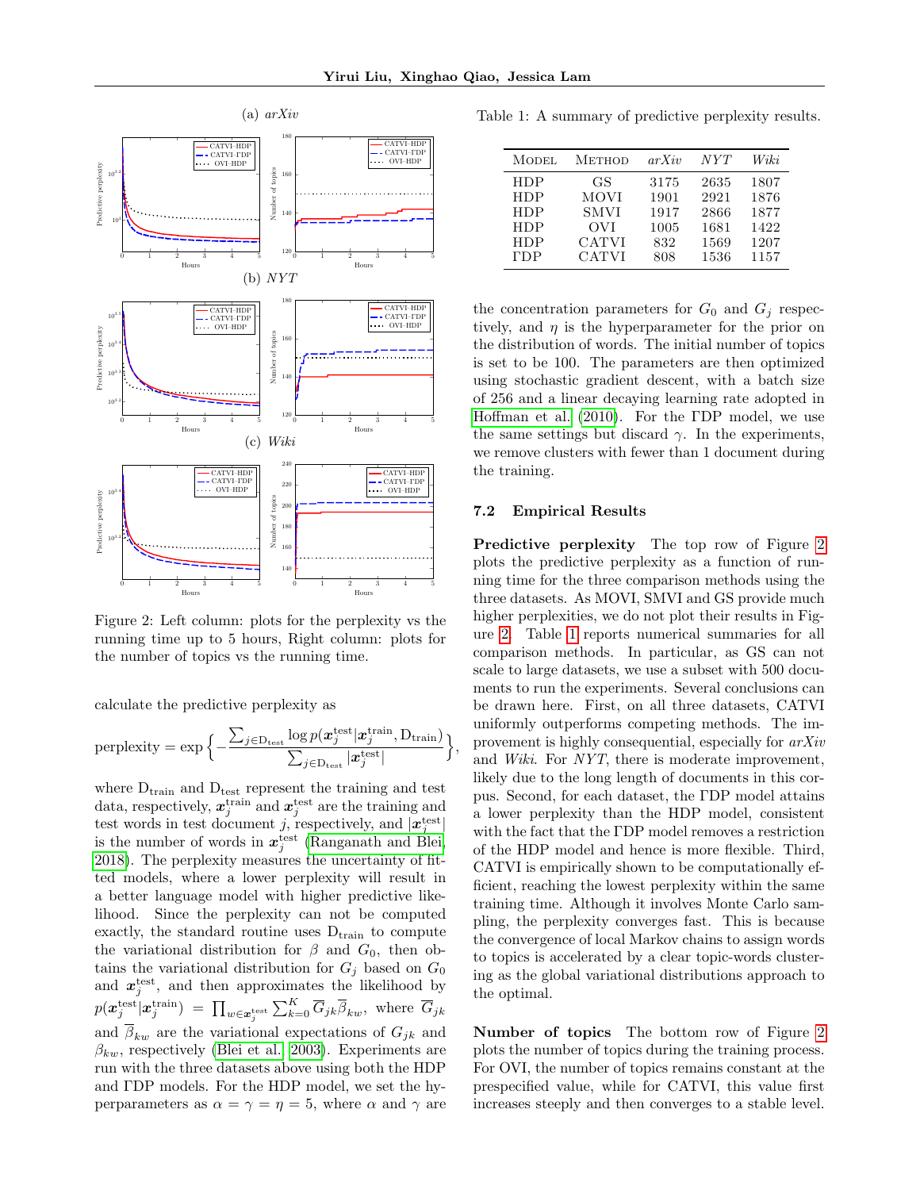Figure 2: Left column: plots for the perplexity vs the running time up to 5 hours, Right column: plots for the number of topics vs the running time.

calculate the predictive perplexity as

$$\text{perplexity} = \exp\Big\{-\frac{\sum_{j\in \mathrm{D}_{\text{test}}} \log p(\boldsymbol{x}_j^{\text{test}}|\boldsymbol{x}_j^{\text{train}}, \mathrm{D}_{\text{train}})}{\sum_{j\in \mathrm{D}_{\text{test}}} |\boldsymbol{x}_j^{\text{test}}|}\Big\},$$

where $\mathrm{D}_{\text{train}}$ and $\mathrm{D}_{\text{test}}$ represent the training and test data, respectively, $\boldsymbol{x}_j^{\text{train}}$ and $\boldsymbol{x}_j^{\text{test}}$ are the training and test words in test document $j$, respectively, and $|\boldsymbol{x}_j^{\text{test}}|$ is the number of words in $\boldsymbol{x}_j^{\text{test}}$ (Ranganath and Blei, 2018). The perplexity measures the uncertainty of fitted models, where a lower perplexity will result in a better language model with higher predictive likelihood. Since the perplexity can not be computed exactly, the standard routine uses $\mathrm{D}_{\text{train}}$ to compute the variational distribution for $\beta$ and $G_0$, then obtains the variational distribution for $G_j$ based on $G_0$ and $\boldsymbol{x}_j^{\text{test}}$, and then approximates the likelihood by $p(\boldsymbol{x}_j^{\text{test}}|\boldsymbol{x}_j^{\text{train}}) = \prod_{w\in\boldsymbol{x}_j^{\text{test}}} \sum_{k=0}^{K} \overline{G}_{jk}\overline{\beta}_{kw}$, where $\overline{G}_{jk}$ and $\overline{\beta}_{kw}$ are the variational expectations of $G_{jk}$ and $\beta_{kw}$, respectively (Blei et al., 2003). Experiments are run with the three datasets above using both the HDP and ΓDP models. For the HDP model, we set the hyperparameters as $\alpha = \gamma = \eta = 5$, where $\alpha$ and $\gamma$ are the concentration parameters for $G_0$ and $G_j$ respectively, and $\eta$ is the hyperparameter for the prior on the distribution of words. The initial number of topics is set to be 100. The parameters are then optimized using stochastic gradient descent, with a batch size of 256 and a linear decaying learning rate adopted in Hoffman et al. (2010). For the ΓDP model, we use the same settings but discard $\gamma$. In the experiments, we remove clusters with fewer than 1 document during the training.

Table 1: A summary of predictive perplexity results.

| Model | Method | *arXiv* | *NYT* | *Wiki* |
|---|---|---|---|---|
| HDP | GS | 3175 | 2635 | 1807 |
| HDP | MOVI | 1901 | 2921 | 1876 |
| HDP | SMVI | 1917 | 2866 | 1877 |
| HDP | OVI | 1005 | 1681 | 1422 |
| HDP | CATVI | 832 | 1569 | 1207 |
| ΓDP | CATVI | 808 | 1536 | 1157 |

### 7.2 Empirical Results

**Predictive perplexity** The top row of Figure 2 plots the predictive perplexity as a function of running time for the three comparison methods using the three datasets. As MOVI, SMVI and GS provide much higher perplexities, we do not plot their results in Figure 2. Table 1 reports numerical summaries for all comparison methods. In particular, as GS can not scale to large datasets, we use a subset with 500 documents to run the experiments. Several conclusions can be drawn here. First, on all three datasets, CATVI uniformly outperforms competing methods. The improvement is highly consequential, especially for *arXiv* and *Wiki*. For *NYT*, there is moderate improvement, likely due to the long length of documents in this corpus. Second, for each dataset, the ΓDP model attains a lower perplexity than the HDP model, consistent with the fact that the ΓDP model removes a restriction of the HDP model and hence is more flexible. Third, CATVI is empirically shown to be computationally efficient, reaching the lowest perplexity within the same training time. Although it involves Monte Carlo sampling, the perplexity converges fast. This is because the convergence of local Markov chains to assign words to topics is accelerated by a clear topic-words clustering as the global variational distributions approach to the optimal.

**Number of topics** The bottom row of Figure 2 plots the number of topics during the training process. For OVI, the number of topics remains constant at the prespecified value, while for CATVI, this value first increases steeply and then converges to a stable level.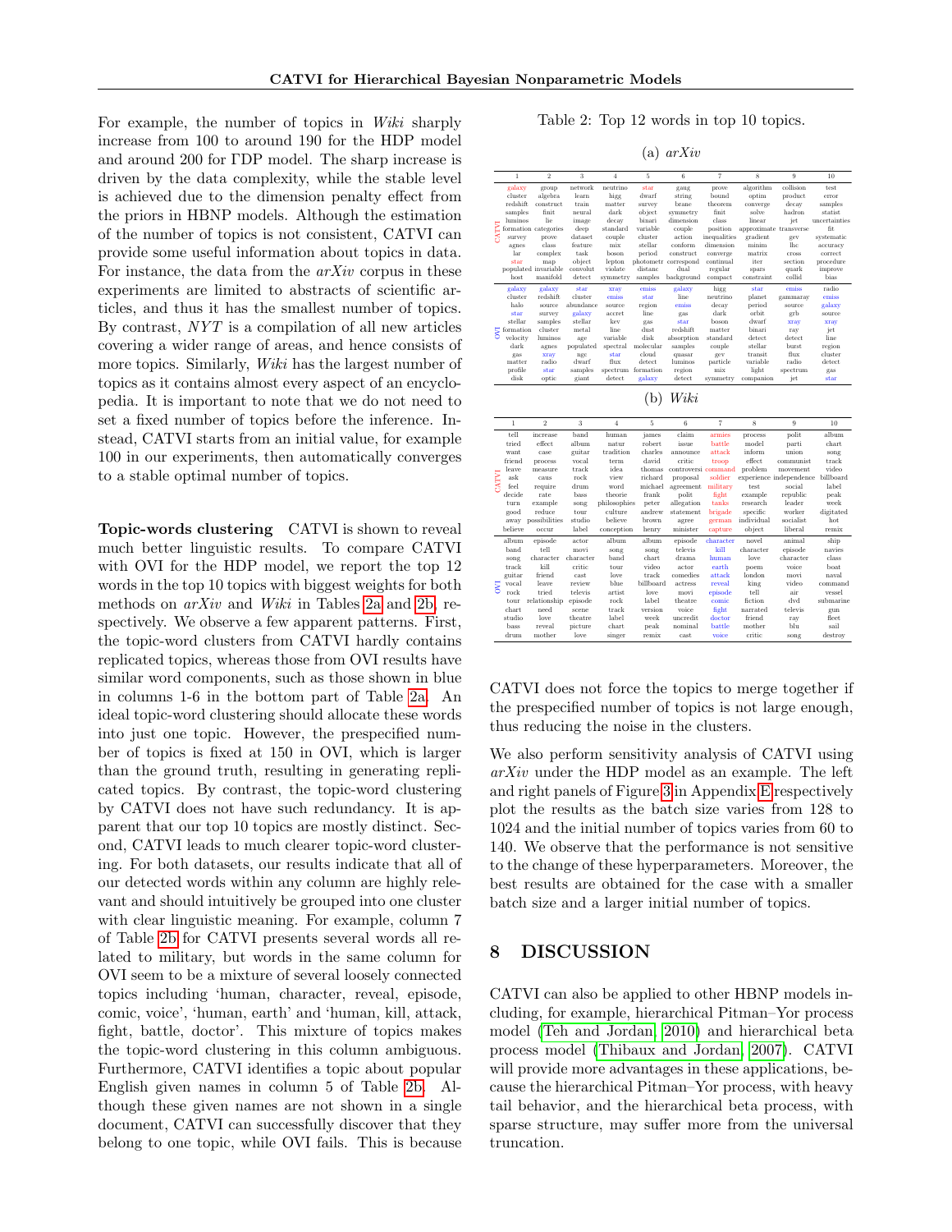For example, the number of topics in *Wiki* sharply increase from 100 to around 190 for the HDP model and around 200 for ΓDP model. The sharp increase is driven by the data complexity, while the stable level is achieved due to the dimension penalty effect from the priors in HBNP models. Although the estimation of the number of topics is not consistent, CATVI can provide some useful information about topics in data. For instance, the data from the *arXiv* corpus in these experiments are limited to abstracts of scientific articles, and thus it has the smallest number of topics. By contrast, *NYT* is a compilation of all new articles covering a wider range of areas, and hence consists of more topics. Similarly, *Wiki* has the largest number of topics as it contains almost every aspect of an encyclopedia. It is important to note that we do not need to set a fixed number of topics before the inference. Instead, CATVI starts from an initial value, for example 100 in our experiments, then automatically converges to a stable optimal number of topics.

**Topic-words clustering** CATVI is shown to reveal much better linguistic results. To compare CATVI with OVI for the HDP model, we report the top 12 words in the top 10 topics with biggest weights for both methods on *arXiv* and *Wiki* in Tables 2a and 2b, respectively. We observe a few apparent patterns. First, the topic-word clusters from CATVI hardly contains replicated topics, whereas those from OVI results have similar word components, such as those shown in blue in columns 1-6 in the bottom part of Table 2a. An ideal topic-word clustering should allocate these words into just one topic. However, the prespecified number of topics is fixed at 150 in OVI, which is larger than the ground truth, resulting in generating replicated topics. By contrast, the topic-word clustering by CATVI does not have such redundancy. It is apparent that our top 10 topics are mostly distinct. Second, CATVI leads to much clearer topic-word clustering. For both datasets, our results indicate that all of our detected words within any column are highly relevant and should intuitively be grouped into one cluster with clear linguistic meaning. For example, column 7 of Table 2b for CATVI presents several words all related to military, but words in the same column for OVI seem to be a mixture of several loosely connected topics including 'human, character, reveal, episode, comic, voice', 'human, earth' and 'human, kill, attack, fight, battle, doctor'. This mixture of topics makes the topic-word clustering in this column ambiguous. Furthermore, CATVI identifies a topic about popular English given names in column 5 of Table 2b. Although these given names are not shown in a single document, CATVI can successfully discover that they belong to one topic, while OVI fails. This is because CATVI does not force the topics to merge together if the prespecified number of topics is not large enough, thus reducing the noise in the clusters.

Table 2: Top 12 words in top 10 topics.

(a) *arXiv*

| | 1 | 2 | 3 | 4 | 5 | 6 | 7 | 8 | 9 | 10 |
|---|---|---|---|---|---|---|---|---|---|---|
| CATVI | galaxy | group | network | neutrino | star | gaug | prove | algorithm | collision | test |
| | cluster | algebra | learn | higg | dwarf | string | bound | optim | product | error |
| | redshift | construct | train | matter | survey | brane | theorem | converge | decay | samples |
| | samples | finit | neural | dark | object | symmetry | finit | solve | hadron | statist |
| | luminos | lie | image | decay | binari | dimension | class | linear | jet | uncertainties |
| | formation | categories | deep | standard | variable | couple | position | approximate | transverse | fit |
| | survey | prove | dataset | couple | cluster | action | inequalities | gradient | gev | systematic |
| | agnes | class | feature | mix | stellar | conform | dimension | minim | lhc | accuracy |
| | lar | complex | task | boson | period | construct | converge | matrix | cross | correct |
| | star | map | object | lepton | photometr | correspond | continual | iter | section | procedure |
| | populated | invariable | convolut | violate | distanc | dual | regular | spars | quark | improve |
| | host | manifold | detect | symmetry | samples | background | compact | constraint | collid | bias |
| OVI | galaxy | galaxy | star | xray | emiss | galaxy | higg | star | emiss | radio |
| | cluster | redshift | cluster | emiss | star | line | neutrino | planet | gammaray | emiss |
| | halo | source | abundance | source | region | emiss | decay | period | source | galaxy |
| | star | survey | galaxy | accret | line | gas | dark | orbit | grb | source |
| | stellar | samples | stellar | kev | gas | star | boson | dwarf | xray | xray |
| | formation | cluster | metal | line | dust | redshift | matter | binari | ray | jet |
| | velocity | luminos | age | variable | disk | absorption | standard | detect | detect | line |
| | dark | agnes | populated | spectral | molecular | samples | couple | stellar | burst | region |
| | gas | xray | ngc | star | cloud | quasar | gev | transit | flux | cluster |
| | matter | radio | dwarf | flux | detect | luminos | particle | variable | radio | detect |
| | profile | star | samples | spectrum | formation | region | mix | light | spectrum | gas |
| | disk | optic | giant | detect | galaxy | detect | symmetry | companion | jet | star |

(b) *Wiki*

| | 1 | 2 | 3 | 4 | 5 | 6 | 7 | 8 | 9 | 10 |
|---|---|---|---|---|---|---|---|---|---|---|
| CATVI | tell | increase | band | human | james | claim | armies | process | polit | album |
| | tried | effect | album | natur | robert | issue | battle | model | parti | chart |
| | want | case | guitar | tradition | charles | announce | attack | inform | union | song |
| | friend | process | vocal | term | david | critic | troop | effect | communist | track |
| | leave | measure | track | idea | thomas | controversi | command | problem | movement | video |
| | ask | caus | rock | view | richard | proposal | soldier | experience | independence | billboard |
| | feel | require | drum | word | michael | agreement | military | test | social | label |
| | decide | rate | bass | theorie | frank | polit | fight | example | republic | peak |
| | turn | example | song | philosophies | peter | allegation | tanks | research | leader | week |
| | good | reduce | tour | culture | andrew | statement | brigade | specific | worker | digitated |
| | away | possibilities | studio | believe | brown | agree | german | individual | socialist | hot |
| | believe | occur | label | conception | henry | minister | capture | object | liberal | remix |
| OVI | album | episode | actor | album | album | episode | character | novel | animal | ship |
| | band | tell | movi | song | song | televis | kill | character | episode | navies |
| | song | character | character | band | chart | drama | human | love | character | class |
| | track | kill | critic | tour | video | actor | earth | poem | voice | boat |
| | guitar | friend | cast | love | track | comedies | attack | london | movi | naval |
| | vocal | leave | review | blue | billboard | actress | reveal | king | video | command |
| | rock | tried | televis | artist | love | movi | episode | tell | air | vessel |
| | tour | relationship | episode | rock | label | theatre | comic | fiction | dvd | submarine |
| | chart | need | scene | track | version | voice | fight | narrated | televis | gun |
| | studio | love | theatre | label | week | uncredit | doctor | friend | ray | fleet |
| | bass | reveal | picture | chart | peak | nominal | battle | mother | blu | sail |
| | drum | mother | love | singer | remix | cast | voice | critic | song | destroy |

We also perform sensitivity analysis of CATVI using *arXiv* under the HDP model as an example. The left and right panels of Figure 3 in Appendix E respectively plot the results as the batch size varies from 128 to 1024 and the initial number of topics varies from 60 to 140. We observe that the performance is not sensitive to the change of these hyperparameters. Moreover, the best results are obtained for the case with a smaller batch size and a larger initial number of topics.

## 8 DISCUSSION

CATVI can also be applied to other HBNP models including, for example, hierarchical Pitman–Yor process model (Teh and Jordan, 2010) and hierarchical beta process model (Thibaux and Jordan, 2007). CATVI will provide more advantages in these applications, because the hierarchical Pitman–Yor process, with heavy tail behavior, and the hierarchical beta process, with sparse structure, may suffer more from the universal truncation.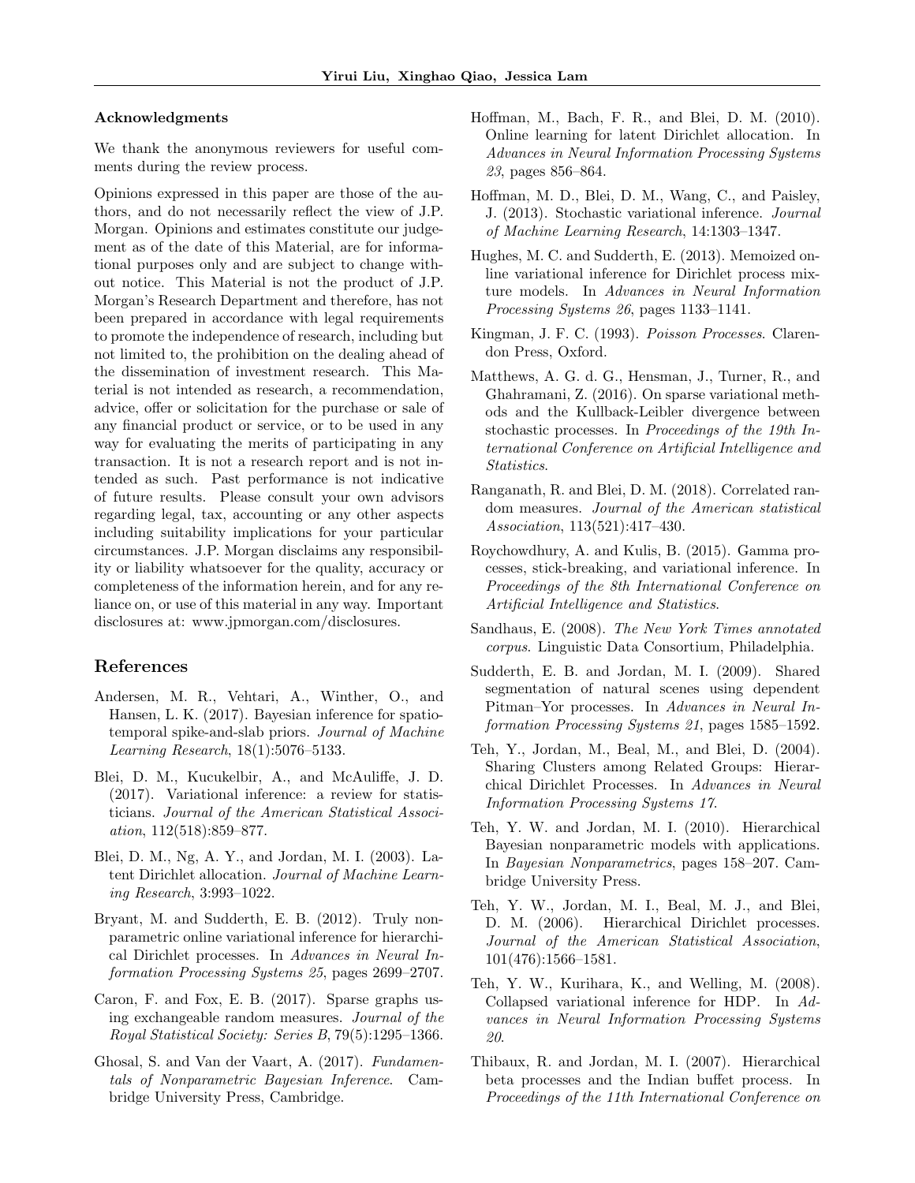### Acknowledgments

We thank the anonymous reviewers for useful comments during the review process.

Opinions expressed in this paper are those of the authors, and do not necessarily reflect the view of J.P. Morgan. Opinions and estimates constitute our judgement as of the date of this Material, are for informational purposes only and are subject to change without notice. This Material is not the product of J.P. Morgan's Research Department and therefore, has not been prepared in accordance with legal requirements to promote the independence of research, including but not limited to, the prohibition on the dealing ahead of the dissemination of investment research. This Material is not intended as research, a recommendation, advice, offer or solicitation for the purchase or sale of any financial product or service, or to be used in any way for evaluating the merits of participating in any transaction. It is not a research report and is not intended as such. Past performance is not indicative of future results. Please consult your own advisors regarding legal, tax, accounting or any other aspects including suitability implications for your particular circumstances. J.P. Morgan disclaims any responsibility or liability whatsoever for the quality, accuracy or completeness of the information herein, and for any reliance on, or use of this material in any way. Important disclosures at: www.jpmorgan.com/disclosures.

## References

Andersen, M. R., Vehtari, A., Winther, O., and Hansen, L. K. (2017). Bayesian inference for spatio-temporal spike-and-slab priors. *Journal of Machine Learning Research*, 18(1):5076–5133.

Blei, D. M., Kucukelbir, A., and McAuliffe, J. D. (2017). Variational inference: a review for statisticians. *Journal of the American Statistical Association*, 112(518):859–877.

Blei, D. M., Ng, A. Y., and Jordan, M. I. (2003). Latent Dirichlet allocation. *Journal of Machine Learning Research*, 3:993–1022.

Bryant, M. and Sudderth, E. B. (2012). Truly non-parametric online variational inference for hierarchical Dirichlet processes. In *Advances in Neural Information Processing Systems 25*, pages 2699–2707.

Caron, F. and Fox, E. B. (2017). Sparse graphs using exchangeable random measures. *Journal of the Royal Statistical Society: Series B*, 79(5):1295–1366.

Ghosal, S. and Van der Vaart, A. (2017). *Fundamentals of Nonparametric Bayesian Inference*. Cambridge University Press, Cambridge.

Hoffman, M., Bach, F. R., and Blei, D. M. (2010). Online learning for latent Dirichlet allocation. In *Advances in Neural Information Processing Systems 23*, pages 856–864.

Hoffman, M. D., Blei, D. M., Wang, C., and Paisley, J. (2013). Stochastic variational inference. *Journal of Machine Learning Research*, 14:1303–1347.

Hughes, M. C. and Sudderth, E. (2013). Memoized online variational inference for Dirichlet process mixture models. In *Advances in Neural Information Processing Systems 26*, pages 1133–1141.

Kingman, J. F. C. (1993). *Poisson Processes*. Clarendon Press, Oxford.

Matthews, A. G. d. G., Hensman, J., Turner, R., and Ghahramani, Z. (2016). On sparse variational methods and the Kullback-Leibler divergence between stochastic processes. In *Proceedings of the 19th International Conference on Artificial Intelligence and Statistics*.

Ranganath, R. and Blei, D. M. (2018). Correlated random measures. *Journal of the American statistical Association*, 113(521):417–430.

Roychowdhury, A. and Kulis, B. (2015). Gamma processes, stick-breaking, and variational inference. In *Proceedings of the 8th International Conference on Artificial Intelligence and Statistics*.

Sandhaus, E. (2008). *The New York Times annotated corpus*. Linguistic Data Consortium, Philadelphia.

Sudderth, E. B. and Jordan, M. I. (2009). Shared segmentation of natural scenes using dependent Pitman–Yor processes. In *Advances in Neural Information Processing Systems 21*, pages 1585–1592.

Teh, Y., Jordan, M., Beal, M., and Blei, D. (2004). Sharing Clusters among Related Groups: Hierarchical Dirichlet Processes. In *Advances in Neural Information Processing Systems 17*.

Teh, Y. W. and Jordan, M. I. (2010). Hierarchical Bayesian nonparametric models with applications. In *Bayesian Nonparametrics*, pages 158–207. Cambridge University Press.

Teh, Y. W., Jordan, M. I., Beal, M. J., and Blei, D. M. (2006). Hierarchical Dirichlet processes. *Journal of the American Statistical Association*, 101(476):1566–1581.

Teh, Y. W., Kurihara, K., and Welling, M. (2008). Collapsed variational inference for HDP. In *Advances in Neural Information Processing Systems 20*.

Thibaux, R. and Jordan, M. I. (2007). Hierarchical beta processes and the Indian buffet process. In *Proceedings of the 11th International Conference on*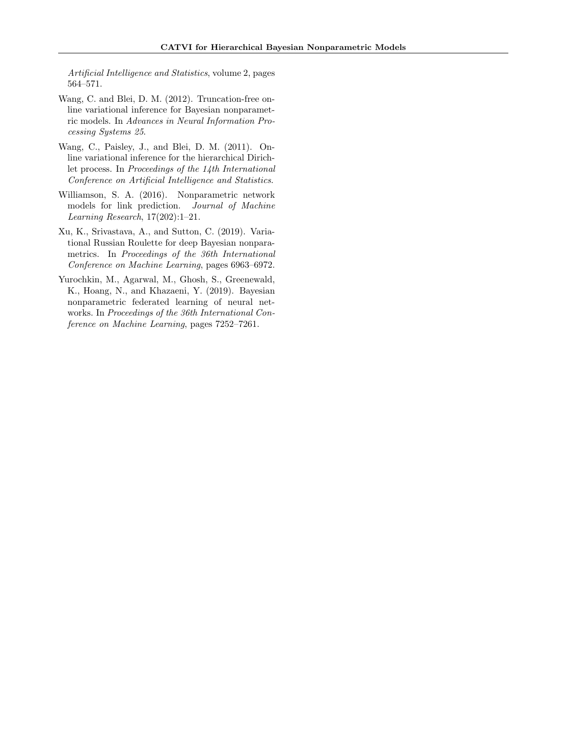*Artificial Intelligence and Statistics*, volume 2, pages 564–571.

Wang, C. and Blei, D. M. (2012). Truncation-free online variational inference for Bayesian nonparametric models. In *Advances in Neural Information Processing Systems 25*.

Wang, C., Paisley, J., and Blei, D. M. (2011). Online variational inference for the hierarchical Dirichlet process. In *Proceedings of the 14th International Conference on Artificial Intelligence and Statistics*.

Williamson, S. A. (2016). Nonparametric network models for link prediction. *Journal of Machine Learning Research*, 17(202):1–21.

Xu, K., Srivastava, A., and Sutton, C. (2019). Variational Russian Roulette for deep Bayesian nonparametrics. In *Proceedings of the 36th International Conference on Machine Learning*, pages 6963–6972.

Yurochkin, M., Agarwal, M., Ghosh, S., Greenewald, K., Hoang, N., and Khazaeni, Y. (2019). Bayesian nonparametric federated learning of neural networks. In *Proceedings of the 36th International Conference on Machine Learning*, pages 7252–7261.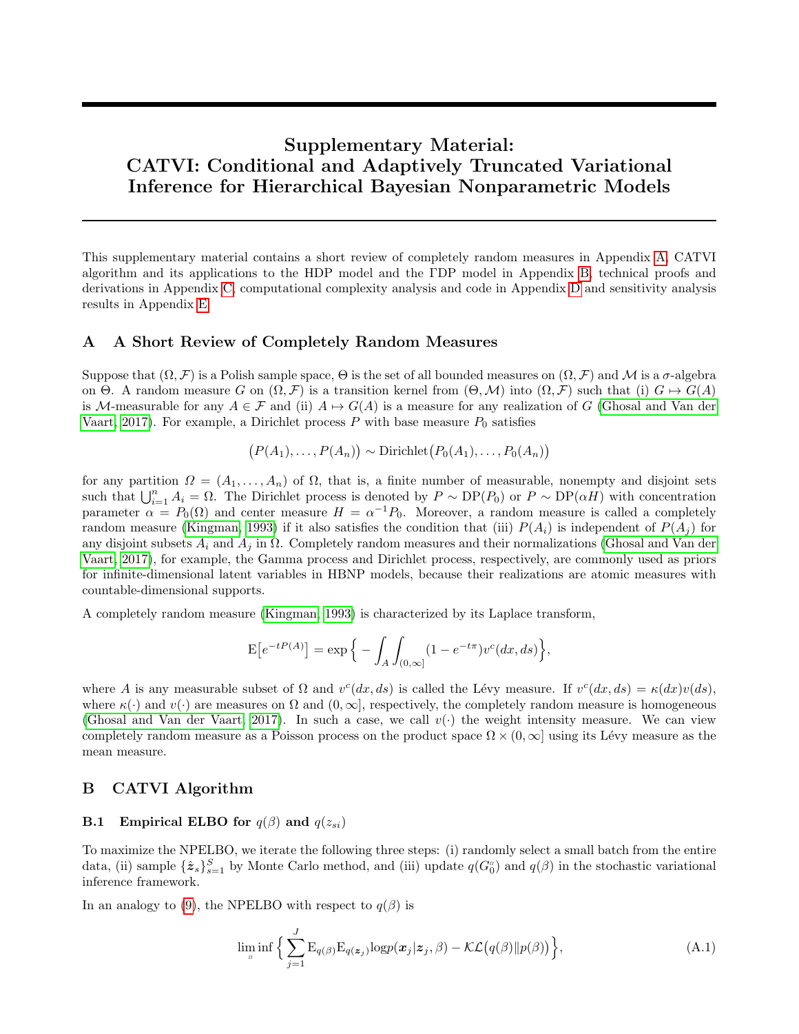# Supplementary Material: CATVI: Conditional and Adaptively Truncated Variational Inference for Hierarchical Bayesian Nonparametric Models

This supplementary material contains a short review of completely random measures in Appendix A, CATVI algorithm and its applications to the HDP model and the ΓDP model in Appendix B, technical proofs and derivations in Appendix C, computational complexity analysis and code in Appendix D and sensitivity analysis results in Appendix E.

## A A Short Review of Completely Random Measures

Suppose that $(\Omega, \mathcal{F})$ is a Polish sample space, $\Theta$ is the set of all bounded measures on $(\Omega, \mathcal{F})$ and $\mathcal{M}$ is a $\sigma$-algebra on $\Theta$. A random measure $G$ on $(\Omega, \mathcal{F})$ is a transition kernel from $(\Theta, \mathcal{M})$ into $(\Omega, \mathcal{F})$ such that (i) $G \mapsto G(A)$ is $\mathcal{M}$-measurable for any $A \in \mathcal{F}$ and (ii) $A \mapsto G(A)$ is a measure for any realization of $G$ (Ghosal and Van der Vaart, 2017). For example, a Dirichlet process $P$ with base measure $P_0$ satisfies

$$\big(P(A_1), \dots, P(A_n)\big) \sim \text{Dirichlet}\big(P_0(A_1), \dots, P_0(A_n)\big)$$

for any partition $\Omega = (A_1, \dots, A_n)$ of $\Omega$, that is, a finite number of measurable, nonempty and disjoint sets such that $\bigcup_{i=1}^n A_i = \Omega$. The Dirichlet process is denoted by $P \sim \text{DP}(P_0)$ or $P \sim \text{DP}(\alpha H)$ with concentration parameter $\alpha = P_0(\Omega)$ and center measure $H = \alpha^{-1} P_0$. Moreover, a random measure is called a completely random measure (Kingman, 1993) if it also satisfies the condition that (iii) $P(A_i)$ is independent of $P(A_j)$ for any disjoint subsets $A_i$ and $A_j$ in $\Omega$. Completely random measures and their normalizations (Ghosal and Van der Vaart, 2017), for example, the Gamma process and Dirichlet process, respectively, are commonly used as priors for infinite-dimensional latent variables in HBNP models, because their realizations are atomic measures with countable-dimensional supports.

A completely random measure (Kingman, 1993) is characterized by its Laplace transform,

$$\text{E}\big[e^{-tP(A)}\big] = \exp\Big\{ -\int_A \int_{(0,\infty]} (1 - e^{-t\pi}) v^c(dx, ds) \Big\},$$

where $A$ is any measurable subset of $\Omega$ and $v^c(dx, ds)$ is called the Lévy measure. If $v^c(dx, ds) = \kappa(dx) v(ds)$, where $\kappa(\cdot)$ and $v(\cdot)$ are measures on $\Omega$ and $(0, \infty]$, respectively, the completely random measure is homogeneous (Ghosal and Van der Vaart, 2017). In such a case, we call $v(\cdot)$ the weight intensity measure. We can view completely random measure as a Poisson process on the product space $\Omega \times (0, \infty]$ using its Lévy measure as the mean measure.

## B CATVI Algorithm

### B.1 Empirical ELBO for $q(\beta)$ and $q(z_{si})$

To maximize the NPELBO, we iterate the following three steps: (i) randomly select a small batch from the entire data, (ii) sample $\{\hat{\boldsymbol{z}}_s\}_{s=1}^S$ by Monte Carlo method, and (iii) update $q(G_0^{\scriptscriptstyle\Omega})$ and $q(\beta)$ in the stochastic variational inference framework.

In an analogy to (9), the NPELBO with respect to $q(\beta)$ is

$$\liminf_{\scriptscriptstyle\Omega} \Big\{ \sum_{j=1}^J \text{E}_{q(\beta)} \text{E}_{q(\boldsymbol{z}_j)} \log p(\boldsymbol{x}_j | \boldsymbol{z}_j, \beta) - \mathcal{KL}\big(q(\beta) \| p(\beta)\big) \Big\}, \tag{A.1}$$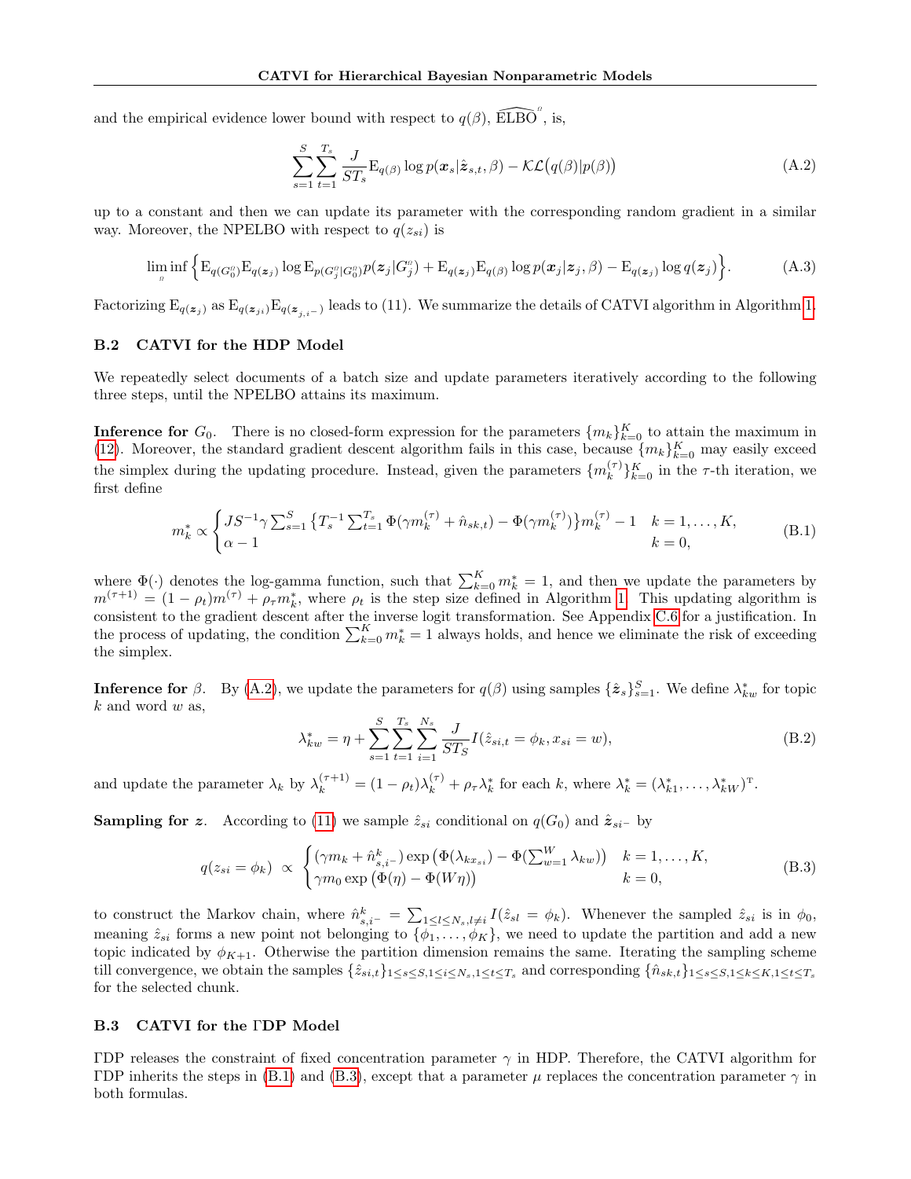and the empirical evidence lower bound with respect to $q(\beta)$, $\widehat{\text{ELBO}}^{\varrho}$, is,

$$\sum_{s=1}^{S}\sum_{t=1}^{T_s}\frac{J}{ST_s}\mathrm{E}_{q(\beta)}\log p(\boldsymbol{x}_s|\hat{\boldsymbol{z}}_{s,t},\beta) - \mathcal{KL}\big(q(\beta)|p(\beta)\big) \tag{A.2}$$

up to a constant and then we can update its parameter with the corresponding random gradient in a similar way. Moreover, the NPELBO with respect to $q(z_{si})$ is

$$\liminf_{\varrho}\Big\{\mathrm{E}_{q(G_0^{\varrho})}\mathrm{E}_{q(\boldsymbol{z}_j)}\log \mathrm{E}_{p(G_j^{\varrho}|G_0^{\varrho})}p(\boldsymbol{z}_j|G_j^{\varrho}) + \mathrm{E}_{q(\boldsymbol{z}_j)}\mathrm{E}_{q(\beta)}\log p(\boldsymbol{x}_j|\boldsymbol{z}_j,\beta) - \mathrm{E}_{q(\boldsymbol{z}_j)}\log q(\boldsymbol{z}_j)\Big\}. \tag{A.3}$$

Factorizing $\mathrm{E}_{q(\boldsymbol{z}_j)}$ as $\mathrm{E}_{q(\boldsymbol{z}_{ji})}\mathrm{E}_{q(\boldsymbol{z}_{j,i^-})}$ leads to (11). We summarize the details of CATVI algorithm in Algorithm 1.

### B.2 CATVI for the HDP Model

We repeatedly select documents of a batch size and update parameters iteratively according to the following three steps, until the NPELBO attains its maximum.

**Inference for $G_0$.** There is no closed-form expression for the parameters $\{m_k\}_{k=0}^{K}$ to attain the maximum in (12). Moreover, the standard gradient descent algorithm fails in this case, because $\{m_k\}_{k=0}^{K}$ may easily exceed the simplex during the updating procedure. Instead, given the parameters $\{m_k^{(\tau)}\}_{k=0}^{K}$ in the $\tau$-th iteration, we first define

$$m_k^* \propto \begin{cases} JS^{-1}\gamma\sum_{s=1}^{S}\big\{T_s^{-1}\sum_{t=1}^{T_s}\Phi(\gamma m_k^{(\tau)}+\hat{n}_{sk,t})-\Phi(\gamma m_k^{(\tau)})\big\}m_k^{(\tau)}-1 & k=1,\ldots,K,\\ \alpha-1 & k=0,\end{cases} \tag{B.1}$$

where $\Phi(\cdot)$ denotes the log-gamma function, such that $\sum_{k=0}^{K}m_k^*=1$, and then we update the parameters by $m^{(\tau+1)}=(1-\rho_t)m^{(\tau)}+\rho_\tau m_k^*$, where $\rho_t$ is the step size defined in Algorithm 1. This updating algorithm is consistent to the gradient descent after the inverse logit transformation. See Appendix C.6 for a justification. In the process of updating, the condition $\sum_{k=0}^{K}m_k^*=1$ always holds, and hence we eliminate the risk of exceeding the simplex.

**Inference for $\beta$.** By (A.2), we update the parameters for $q(\beta)$ using samples $\{\hat{\boldsymbol{z}}_s\}_{s=1}^{S}$. We define $\lambda_{kw}^*$ for topic $k$ and word $w$ as,

$$\lambda_{kw}^* = \eta + \sum_{s=1}^{S}\sum_{t=1}^{T_s}\sum_{i=1}^{N_s}\frac{J}{ST_S}I(\hat{z}_{si,t}=\phi_k, x_{si}=w), \tag{B.2}$$

and update the parameter $\lambda_k$ by $\lambda_k^{(\tau+1)}=(1-\rho_t)\lambda_k^{(\tau)}+\rho_\tau\lambda_k^*$ for each $k$, where $\lambda_k^*=(\lambda_{k1}^*,\ldots,\lambda_{kW}^*)^{\mathrm{T}}$.

**Sampling for $\boldsymbol{z}$.** According to (11) we sample $\hat{z}_{si}$ conditional on $q(G_0)$ and $\hat{\boldsymbol{z}}_{si^-}$ by

$$q(z_{si}=\phi_k) \;\propto\; \begin{cases}(\gamma m_k+\hat{n}_{s,i^-}^{k})\exp\big(\Phi(\lambda_{kx_{si}})-\Phi(\sum_{w=1}^{W}\lambda_{kw})\big) & k=1,\ldots,K,\\ \gamma m_0\exp\big(\Phi(\eta)-\Phi(W\eta)\big) & k=0,\end{cases} \tag{B.3}$$

to construct the Markov chain, where $\hat{n}_{s,i^-}^{k}=\sum_{1\le l\le N_s, l\neq i}I(\hat{z}_{sl}=\phi_k)$. Whenever the sampled $\hat{z}_{si}$ is in $\phi_0$, meaning $\hat{z}_{si}$ forms a new point not belonging to $\{\phi_1,\ldots,\phi_K\}$, we need to update the partition and add a new topic indicated by $\phi_{K+1}$. Otherwise the partition dimension remains the same. Iterating the sampling scheme till convergence, we obtain the samples $\{\hat{z}_{si,t}\}_{1\le s\le S,1\le i\le N_s,1\le t\le T_s}$ and corresponding $\{\hat{n}_{sk,t}\}_{1\le s\le S,1\le k\le K,1\le t\le T_s}$ for the selected chunk.

### B.3 CATVI for the ΓDP Model

ΓDP releases the constraint of fixed concentration parameter $\gamma$ in HDP. Therefore, the CATVI algorithm for ΓDP inherits the steps in (B.1) and (B.3), except that a parameter $\mu$ replaces the concentration parameter $\gamma$ in both formulas.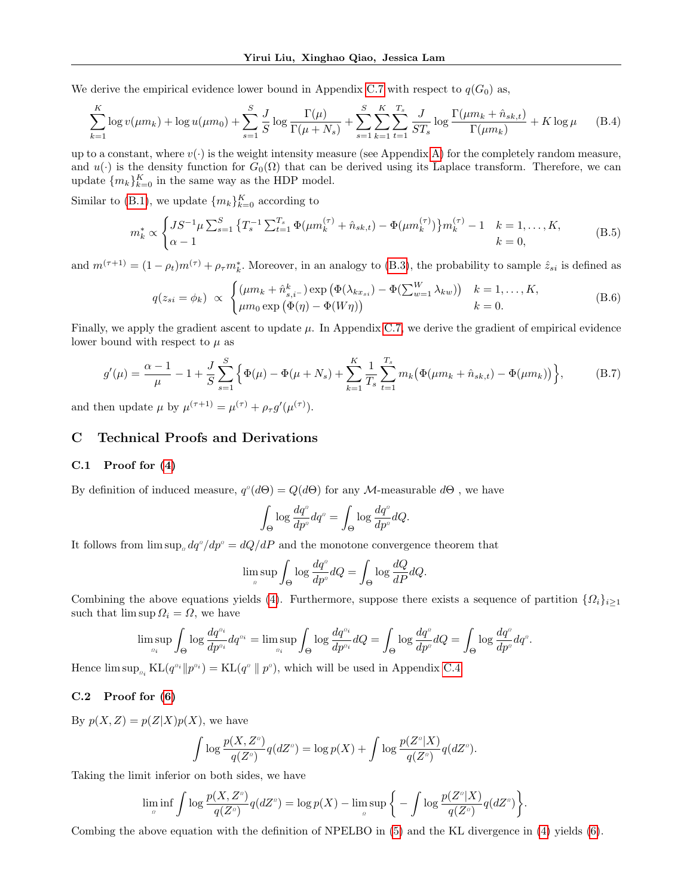We derive the empirical evidence lower bound in Appendix C.7 with respect to $q(G_0)$ as,

$$\sum_{k=1}^{K} \log v(\mu m_k) + \log u(\mu m_0) + \sum_{s=1}^{S} \frac{J}{S} \log \frac{\Gamma(\mu)}{\Gamma(\mu + N_s)} + \sum_{s=1}^{S}\sum_{k=1}^{K}\sum_{t=1}^{T_s} \frac{J}{ST_s} \log \frac{\Gamma(\mu m_k + \hat{n}_{sk,t})}{\Gamma(\mu m_k)} + K \log \mu \tag{B.4}$$

up to a constant, where $v(\cdot)$ is the weight intensity measure (see Appendix A) for the completely random measure, and $u(\cdot)$ is the density function for $G_0(\Omega)$ that can be derived using its Laplace transform. Therefore, we can update $\{m_k\}_{k=0}^K$ in the same way as the HDP model.

Similar to (B.1), we update $\{m_k\}_{k=0}^K$ according to

$$m_k^* \propto \begin{cases} JS^{-1}\mu \sum_{s=1}^{S} \left\{ T_s^{-1} \sum_{t=1}^{T_s} \Phi(\mu m_k^{(\tau)} + \hat{n}_{sk,t}) - \Phi(\mu m_k^{(\tau)}) \right\} m_k^{(\tau)} - 1 & k = 1, \dots, K, \\ \alpha - 1 & k = 0, \end{cases} \tag{B.5}$$

and $m^{(\tau+1)} = (1-\rho_t)m^{(\tau)} + \rho_\tau m_k^*$. Moreover, in an analogy to (B.3), the probability to sample $\hat{z}_{si}$ is defined as

$$q(z_{si} = \phi_k) \;\propto\; \begin{cases} (\mu m_k + \hat{n}^k_{s,i^-}) \exp\left(\Phi(\lambda_{kx_{si}}) - \Phi(\sum_{w=1}^{W} \lambda_{kw})\right) & k = 1, \dots, K, \\ \mu m_0 \exp\left(\Phi(\eta) - \Phi(W\eta)\right) & k = 0. \end{cases} \tag{B.6}$$

Finally, we apply the gradient ascent to update $\mu$. In Appendix C.7, we derive the gradient of empirical evidence lower bound with respect to $\mu$ as

$$g'(\mu) = \frac{\alpha - 1}{\mu} - 1 + \frac{J}{S} \sum_{s=1}^{S} \Big\{ \Phi(\mu) - \Phi(\mu + N_s) + \sum_{k=1}^{K} \frac{1}{T_s} \sum_{t=1}^{T_s} m_k \big( \Phi(\mu m_k + \hat{n}_{sk,t}) - \Phi(\mu m_k) \big) \Big\}, \tag{B.7}$$

and then update $\mu$ by $\mu^{(\tau+1)} = \mu^{(\tau)} + \rho_\tau g'(\mu^{(\tau)})$.

## C Technical Proofs and Derivations

### C.1 Proof for (4)

By definition of induced measure, $q^{\Omega}(d\Theta) = Q(d\Theta)$ for any $\mathcal{M}$-measurable $d\Theta$ , we have

$$\int_{\Theta} \log \frac{dq^{\Omega}}{dp^{\Omega}} dq^{\Omega} = \int_{\Theta} \log \frac{dq^{\Omega}}{dp^{\Omega}} dQ.$$

It follows from $\limsup_{\Omega} dq^{\Omega}/dp^{\Omega} = dQ/dP$ and the monotone convergence theorem that

$$\limsup_{\Omega} \int_{\Theta} \log \frac{dq^{\Omega}}{dp^{\Omega}} dQ = \int_{\Theta} \log \frac{dQ}{dP} dQ.$$

Combining the above equations yields (4). Furthermore, suppose there exists a sequence of partition $\{\Omega_i\}_{i\geq 1}$ such that $\limsup \Omega_i = \Omega$, we have

$$\limsup_{\Omega_i} \int_{\Theta} \log \frac{dq^{\Omega_i}}{dp^{\Omega_i}} dq^{\Omega_i} = \limsup_{\Omega_i} \int_{\Theta} \log \frac{dq^{\Omega_i}}{dp^{\Omega_i}} dQ = \int_{\Theta} \log \frac{dq^{\Omega}}{dp^{\Omega}} dQ = \int_{\Theta} \log \frac{dq^{\Omega}}{dp^{\Omega}} dq^{\Omega}.$$

Hence $\limsup_{\Omega_i} \mathrm{KL}(q^{\Omega_i} \| p^{\Omega_i}) = \mathrm{KL}(q^{\Omega} \parallel p^{\Omega})$, which will be used in Appendix C.4.

### C.2 Proof for (6)

By $p(X, Z) = p(Z|X)p(X)$, we have

$$\int \log \frac{p(X, Z^{\Omega})}{q(Z^{\Omega})} q(dZ^{\Omega}) = \log p(X) + \int \log \frac{p(Z^{\Omega}|X)}{q(Z^{\Omega})} q(dZ^{\Omega}).$$

Taking the limit inferior on both sides, we have

$$\liminf_{\Omega} \int \log \frac{p(X, Z^{\Omega})}{q(Z^{\Omega})} q(dZ^{\Omega}) = \log p(X) - \limsup_{\Omega} \left\{ - \int \log \frac{p(Z^{\Omega}|X)}{q(Z^{\Omega})} q(dZ^{\Omega}) \right\}.$$

Combing the above equation with the definition of NPELBO in (5) and the KL divergence in (4) yields (6).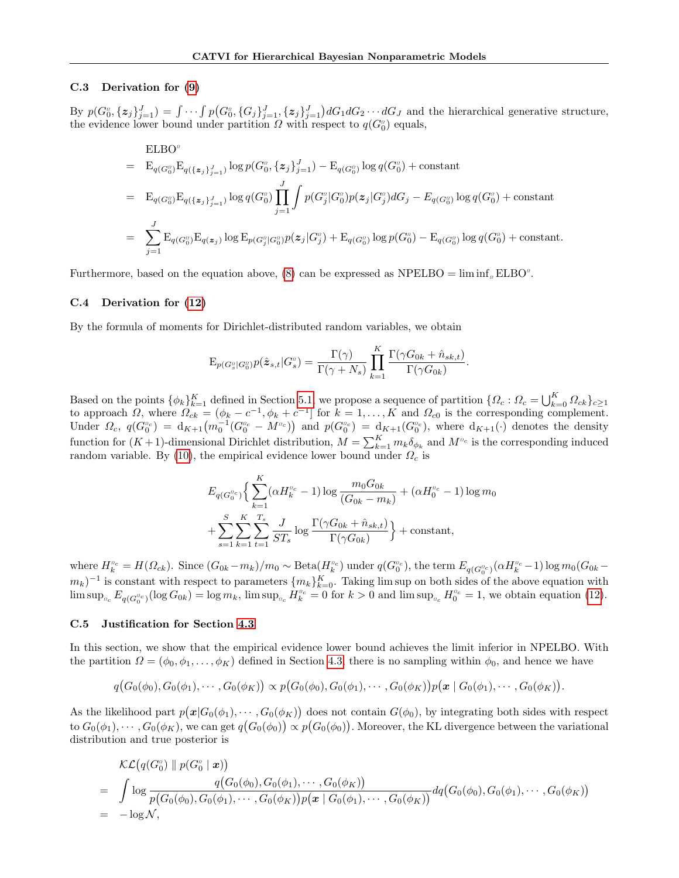### C.3 Derivation for (9)

By $p(G_0^{\varrho}, \{\boldsymbol{z}_j\}_{j=1}^J) = \int \cdots \int p(G_0^{\varrho}, \{G_j\}_{j=1}^J, \{\boldsymbol{z}_j\}_{j=1}^J) dG_1 dG_2 \cdots dG_J$ and the hierarchical generative structure, the evidence lower bound under partition $\varOmega$ with respect to $q(G_0^{\varrho})$ equals,

$$
\begin{aligned}
& \text{ELBO}^{\varrho} \\
= \; & \mathrm{E}_{q(G_0^{\varrho})} \mathrm{E}_{q(\{\boldsymbol{z}_j\}_{j=1}^J)} \log p(G_0^{\varrho}, \{\boldsymbol{z}_j\}_{j=1}^J) - \mathrm{E}_{q(G_0^{\varrho})} \log q(G_0^{\varrho}) + \text{constant} \\
= \; & \mathrm{E}_{q(G_0^{\varrho})} \mathrm{E}_{q(\{\boldsymbol{z}_j\}_{j=1}^J)} \log q(G_0^{\varrho}) \prod_{j=1}^J \int p(G_j^{\varrho}|G_0^{\varrho}) p(\boldsymbol{z}_j|G_j^{\varrho}) dG_j - E_{q(G_0^{\varrho})} \log q(G_0^{\varrho}) + \text{constant} \\
= \; & \sum_{j=1}^J \mathrm{E}_{q(G_0^{\varrho})} \mathrm{E}_{q(\boldsymbol{z}_j)} \log \mathrm{E}_{p(G_j^{\varrho}|G_0^{\varrho})} p(\boldsymbol{z}_j|G_j^{\varrho}) + \mathrm{E}_{q(G_0^{\varrho})} \log p(G_0^{\varrho}) - \mathrm{E}_{q(G_0^{\varrho})} \log q(G_0^{\varrho}) + \text{constant}.
\end{aligned}
$$

Furthermore, based on the equation above, (8) can be expressed as $\text{NPELBO} = \liminf_{\varrho} \text{ELBO}^{\varrho}$.

### C.4 Derivation for (12)

By the formula of moments for Dirichlet-distributed random variables, we obtain

$$
\mathrm{E}_{p(G_s^{\varrho}|G_0^{\varrho})} p(\hat{\boldsymbol{z}}_{s,t}|G_s^{\varrho}) = \frac{\Gamma(\gamma)}{\Gamma(\gamma + N_s)} \prod_{k=1}^K \frac{\Gamma(\gamma G_{0k} + \hat{n}_{sk,t})}{\Gamma(\gamma G_{0k})}.
$$

Based on the points $\{\phi_k\}_{k=1}^K$ defined in Section 5.1, we propose a sequence of partition $\{\varOmega_c : \varOmega_c = \bigcup_{k=0}^K \varOmega_{ck}\}_{c \geq 1}$ to approach $\varOmega$, where $\varOmega_{ck} = (\phi_k - c^{-1}, \phi_k + c^{-1}]$ for $k = 1, \ldots, K$ and $\varOmega_{c0}$ is the corresponding complement. Under $\varOmega_c$, $q(G_0^{\varrho_c}) = \mathrm{d}_{K+1}\big(m_0^{-1}(G_0^{\varrho_c} - M^{\varrho_c})\big)$ and $p(G_0^{\varrho_c}) = \mathrm{d}_{K+1}(G_0^{\varrho_c})$, where $\mathrm{d}_{K+1}(\cdot)$ denotes the density function for $(K+1)$-dimensional Dirichlet distribution, $M = \sum_{k=1}^K m_k \delta_{\phi_k}$ and $M^{\varrho_c}$ is the corresponding induced random variable. By (10), the empirical evidence lower bound under $\varOmega_c$ is

$$
\begin{aligned}
& E_{q(G_0^{\varrho_c})} \Big\{ \sum_{k=1}^K (\alpha H_k^{\varrho_c} - 1) \log \frac{m_0 G_{0k}}{(G_{0k} - m_k)} + (\alpha H_0^{\varrho_c} - 1) \log m_0 \\
& + \sum_{s=1}^S \sum_{k=1}^K \sum_{t=1}^{T_s} \frac{J}{S T_s} \log \frac{\Gamma(\gamma G_{0k} + \hat{n}_{sk,t})}{\Gamma(\gamma G_{0k})} \Big\} + \text{constant},
\end{aligned}
$$

where $H_k^{\varrho_c} = H(\varOmega_{ck})$. Since $(G_{0k} - m_k)/m_0 \sim \text{Beta}(H_k^{\varrho_c})$ under $q(G_0^{\varrho_c})$, the term $E_{q(G_0^{\varrho_c})}(\alpha H_k^{\varrho_c} - 1) \log m_0 (G_{0k} - m_k)^{-1}$ is constant with respect to parameters $\{m_k\}_{k=0}^K$. Taking lim sup on both sides of the above equation with $\limsup_{\varrho_c} E_{q(G_0^{\varrho_c})}(\log G_{0k}) = \log m_k$, $\limsup_{\varrho_c} H_k^{\varrho_c} = 0$ for $k > 0$ and $\limsup_{\varrho_c} H_0^{\varrho_c} = 1$, we obtain equation (12).

### C.5 Justification for Section 4.3

In this section, we show that the empirical evidence lower bound achieves the limit inferior in NPELBO. With the partition $\varOmega = (\phi_0, \phi_1, \ldots, \phi_K)$ defined in Section 4.3, there is no sampling within $\phi_0$, and hence we have

$$
q\big(G_0(\phi_0), G_0(\phi_1), \cdots, G_0(\phi_K)\big) \propto p\big(G_0(\phi_0), G_0(\phi_1), \cdots, G_0(\phi_K)\big) p\big(\boldsymbol{x} \mid G_0(\phi_1), \cdots, G_0(\phi_K)\big).
$$

As the likelihood part $p\big(\boldsymbol{x}|G_0(\phi_1), \cdots, G_0(\phi_K)\big)$ does not contain $G(\phi_0)$, by integrating both sides with respect to $G_0(\phi_1), \cdots, G_0(\phi_K)$, we can get $q\big(G_0(\phi_0)\big) \propto p\big(G_0(\phi_0)\big)$. Moreover, the KL divergence between the variational distribution and true posterior is

$$
\begin{aligned}
& \mathcal{KL}\big(q(G_0^{\varrho}) \parallel p(G_0^{\varrho} \mid \boldsymbol{x})\big) \\
= \; & \int \log \frac{q\big(G_0(\phi_0), G_0(\phi_1), \cdots, G_0(\phi_K)\big)}{p\big(G_0(\phi_0), G_0(\phi_1), \cdots, G_0(\phi_K)\big) p\big(\boldsymbol{x} \mid G_0(\phi_1), \cdots, G_0(\phi_K)\big)} dq\big(G_0(\phi_0), G_0(\phi_1), \cdots, G_0(\phi_K)\big) \\
= \; & -\log \mathcal{N},
\end{aligned}
$$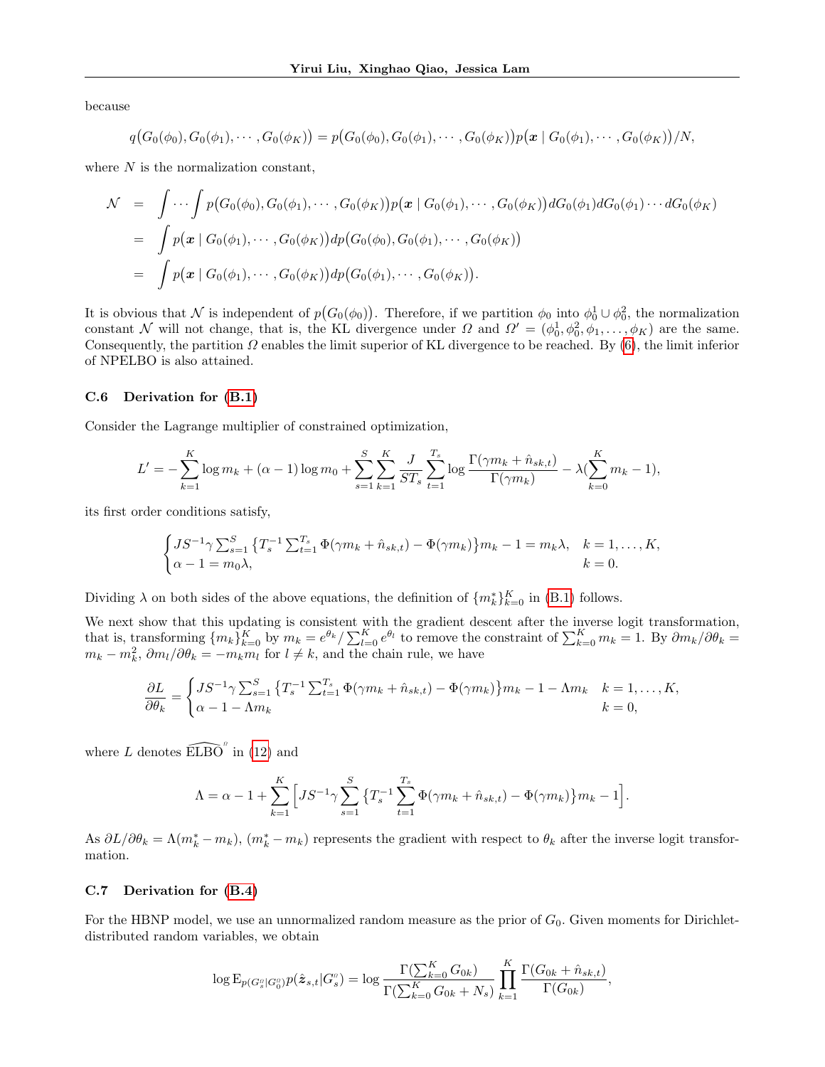because

$$q\big(G_0(\phi_0), G_0(\phi_1), \cdots, G_0(\phi_K)\big) = p\big(G_0(\phi_0), G_0(\phi_1), \cdots, G_0(\phi_K)\big)p\big(\boldsymbol{x} \mid G_0(\phi_1), \cdots, G_0(\phi_K)\big)/N,$$

where $N$ is the normalization constant,

$$\begin{aligned}
\mathcal{N} &= \int \cdots \int p\big(G_0(\phi_0), G_0(\phi_1), \cdots, G_0(\phi_K)\big)p\big(\boldsymbol{x} \mid G_0(\phi_1), \cdots, G_0(\phi_K)\big)dG_0(\phi_1)dG_0(\phi_1)\cdots dG_0(\phi_K) \\
&= \int p\big(\boldsymbol{x} \mid G_0(\phi_1), \cdots, G_0(\phi_K)\big)dp\big(G_0(\phi_0), G_0(\phi_1), \cdots, G_0(\phi_K)\big) \\
&= \int p\big(\boldsymbol{x} \mid G_0(\phi_1), \cdots, G_0(\phi_K)\big)dp\big(G_0(\phi_1), \cdots, G_0(\phi_K)\big).
\end{aligned}$$

It is obvious that $\mathcal{N}$ is independent of $p\big(G_0(\phi_0)\big)$. Therefore, if we partition $\phi_0$ into $\phi_0^1 \cup \phi_0^2$, the normalization constant $\mathcal{N}$ will not change, that is, the KL divergence under $\Omega$ and $\Omega' = (\phi_0^1, \phi_0^2, \phi_1, \ldots, \phi_K)$ are the same. Consequently, the partition $\Omega$ enables the limit superior of KL divergence to be reached. By (6), the limit inferior of NPELBO is also attained.

### C.6 Derivation for (B.1)

Consider the Lagrange multiplier of constrained optimization,

$$L' = -\sum_{k=1}^{K} \log m_k + (\alpha - 1)\log m_0 + \sum_{s=1}^{S}\sum_{k=1}^{K} \frac{J}{ST_s}\sum_{t=1}^{T_s} \log \frac{\Gamma(\gamma m_k + \hat{n}_{sk,t})}{\Gamma(\gamma m_k)} - \lambda(\sum_{k=0}^{K} m_k - 1),$$

its first order conditions satisfy,

$$\begin{cases} JS^{-1}\gamma \sum_{s=1}^{S}\big\{T_s^{-1}\sum_{t=1}^{T_s}\Phi(\gamma m_k + \hat{n}_{sk,t}) - \Phi(\gamma m_k)\big\}m_k - 1 = m_k\lambda, & k = 1, \ldots, K, \\ \alpha - 1 = m_0\lambda, & k = 0. \end{cases}$$

Dividing $\lambda$ on both sides of the above equations, the definition of $\{m_k^*\}_{k=0}^K$ in (B.1) follows.

We next show that this updating is consistent with the gradient descent after the inverse logit transformation, that is, transforming $\{m_k\}_{k=0}^K$ by $m_k = e^{\theta_k}/\sum_{l=0}^K e^{\theta_l}$ to remove the constraint of $\sum_{k=0}^K m_k = 1$. By $\partial m_k/\partial\theta_k = m_k - m_k^2$, $\partial m_l/\partial\theta_k = -m_k m_l$ for $l \neq k$, and the chain rule, we have

$$\frac{\partial L}{\partial \theta_k} = \begin{cases} JS^{-1}\gamma \sum_{s=1}^{S}\big\{T_s^{-1}\sum_{t=1}^{T_s}\Phi(\gamma m_k + \hat{n}_{sk,t}) - \Phi(\gamma m_k)\big\}m_k - 1 - \Lambda m_k & k = 1, \ldots, K, \\ \alpha - 1 - \Lambda m_k & k = 0, \end{cases}$$

where $L$ denotes $\widehat{\text{ELBO}}^{\Omega}$ in (12) and

$$\Lambda = \alpha - 1 + \sum_{k=1}^{K}\Big[JS^{-1}\gamma\sum_{s=1}^{S}\big\{T_s^{-1}\sum_{t=1}^{T_s}\Phi(\gamma m_k + \hat{n}_{sk,t}) - \Phi(\gamma m_k)\big\}m_k - 1\Big].$$

As $\partial L/\partial\theta_k = \Lambda(m_k^* - m_k)$, $(m_k^* - m_k)$ represents the gradient with respect to $\theta_k$ after the inverse logit transformation.

### C.7 Derivation for (B.4)

For the HBNP model, we use an unnormalized random measure as the prior of $G_0$. Given moments for Dirichlet-distributed random variables, we obtain

$$\log \mathrm{E}_{p(G_s^{\Omega}|G_0^{\Omega})} p(\hat{\boldsymbol{z}}_{s,t}|G_s^{\Omega}) = \log \frac{\Gamma(\sum_{k=0}^K G_{0k})}{\Gamma(\sum_{k=0}^K G_{0k} + N_s)}\prod_{k=1}^{K}\frac{\Gamma(G_{0k} + \hat{n}_{sk,t})}{\Gamma(G_{0k})},$$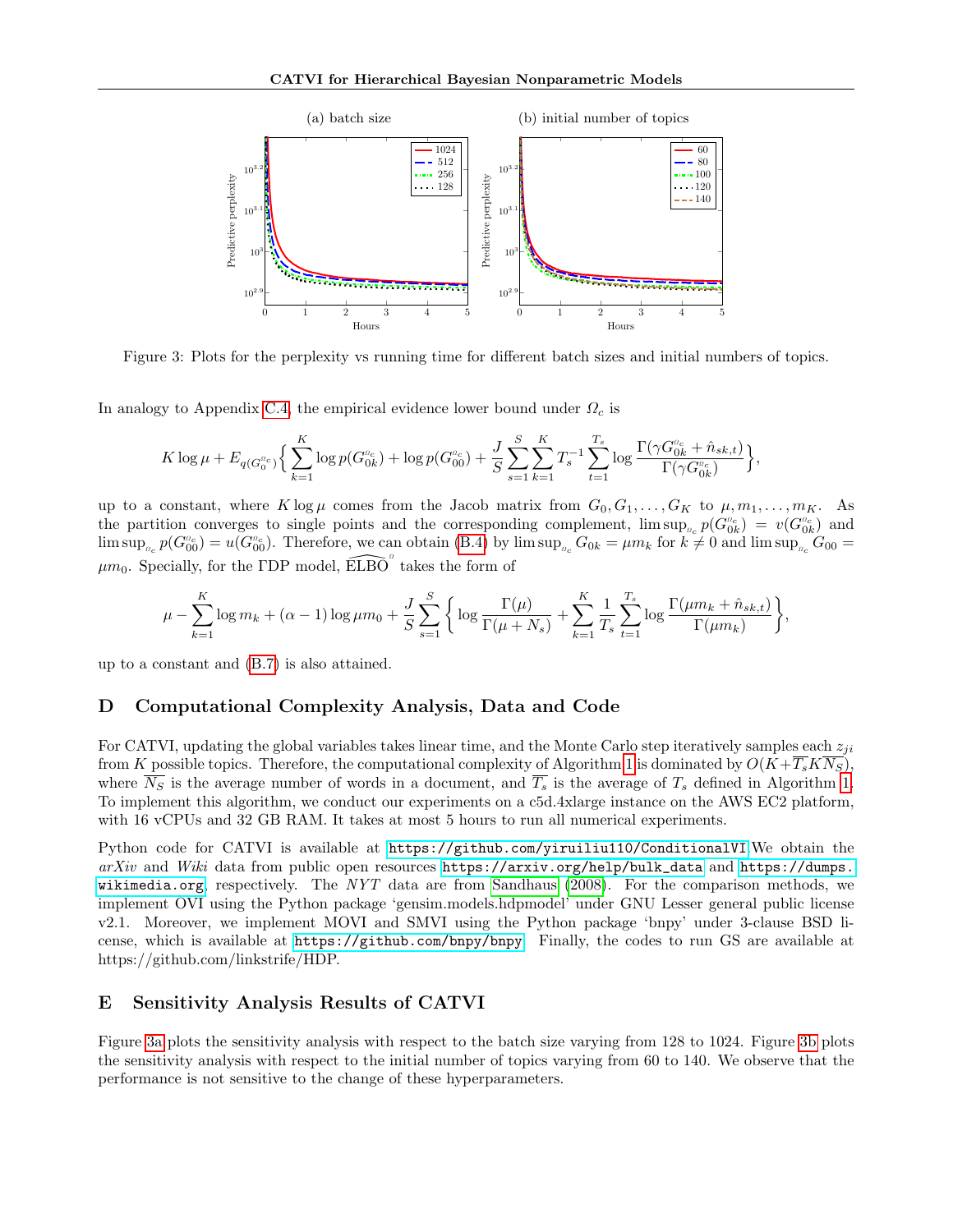(a) batch size

Predictive perplexity

$10^{3.2}$

$10^{3.1}$

$10^{3}$

$10^{2.9}$

0 1 2 3 4 5

Hours

1024
512
256
128

(b) initial number of topics

Predictive perplexity

$10^{3.2}$

$10^{3.1}$

$10^{3}$

$10^{2.9}$

0 1 2 3 4 5

Hours

60
80
100
120
140

Figure 3: Plots for the perplexity vs running time for different batch sizes and initial numbers of topics.

In analogy to Appendix C.4, the empirical evidence lower bound under $\Omega_c$ is

$$K \log \mu + E_{q(G_0^{\Omega_c})}\Big\{ \sum_{k=1}^{K} \log p(G_{0k}^{\Omega_c}) + \log p(G_{00}^{\Omega_c}) + \frac{J}{S}\sum_{s=1}^{S}\sum_{k=1}^{K} T_s^{-1} \sum_{t=1}^{T_s} \log \frac{\Gamma(\gamma G_{0k}^{\Omega_c} + \hat{n}_{sk,t})}{\Gamma(\gamma G_{0k}^{\Omega_c})}\Big\},$$

up to a constant, where $K \log \mu$ comes from the Jacob matrix from $G_0, G_1, \ldots, G_K$ to $\mu, m_1, \ldots, m_K$. As the partition converges to single points and the corresponding complement, $\limsup_{\Omega_c} p(G_{0k}^{\Omega_c}) = v(G_{0k}^{\Omega_c})$ and $\limsup_{\Omega_c} p(G_{00}^{\Omega_c}) = u(G_{00}^{\Omega_c})$. Therefore, we can obtain (B.4) by $\limsup_{\Omega_c} G_{0k} = \mu m_k$ for $k \neq 0$ and $\limsup_{\Omega_c} G_{00} = \mu m_0$. Specially, for the ΓDP model, $\widehat{\text{ELBO}}^{\Omega}$ takes the form of

$$\mu - \sum_{k=1}^{K} \log m_k + (\alpha - 1)\log \mu m_0 + \frac{J}{S}\sum_{s=1}^{S}\Big\{ \log \frac{\Gamma(\mu)}{\Gamma(\mu + N_s)} + \sum_{k=1}^{K} \frac{1}{T_s}\sum_{t=1}^{T_s} \log \frac{\Gamma(\mu m_k + \hat{n}_{sk,t})}{\Gamma(\mu m_k)}\Big\},$$

up to a constant and (B.7) is also attained.

## D Computational Complexity Analysis, Data and Code

For CATVI, updating the global variables takes linear time, and the Monte Carlo step iteratively samples each $z_{ji}$ from $K$ possible topics. Therefore, the computational complexity of Algorithm 1 is dominated by $O(K + \overline{T_s} K \overline{N_S})$, where $\overline{N_S}$ is the average number of words in a document, and $\overline{T_s}$ is the average of $T_s$ defined in Algorithm 1. To implement this algorithm, we conduct our experiments on a c5d.4xlarge instance on the AWS EC2 platform, with 16 vCPUs and 32 GB RAM. It takes at most 5 hours to run all numerical experiments.

Python code for CATVI is available at https://github.com/yiruiliu110/ConditionalVI We obtain the *arXiv* and *Wiki* data from public open resources https://arxiv.org/help/bulk_data and https://dumps.wikimedia.org, respectively. The *NYT* data are from Sandhaus (2008). For the comparison methods, we implement OVI using the Python package 'gensim.models.hdpmodel' under GNU Lesser general public license v2.1. Moreover, we implement MOVI and SMVI using the Python package 'bnpy' under 3-clause BSD license, which is available at https://github.com/bnpy/bnpy. Finally, the codes to run GS are available at https://github.com/linkstrife/HDP.

## E Sensitivity Analysis Results of CATVI

Figure 3a plots the sensitivity analysis with respect to the batch size varying from 128 to 1024. Figure 3b plots the sensitivity analysis with respect to the initial number of topics varying from 60 to 140. We observe that the performance is not sensitive to the change of these hyperparameters.